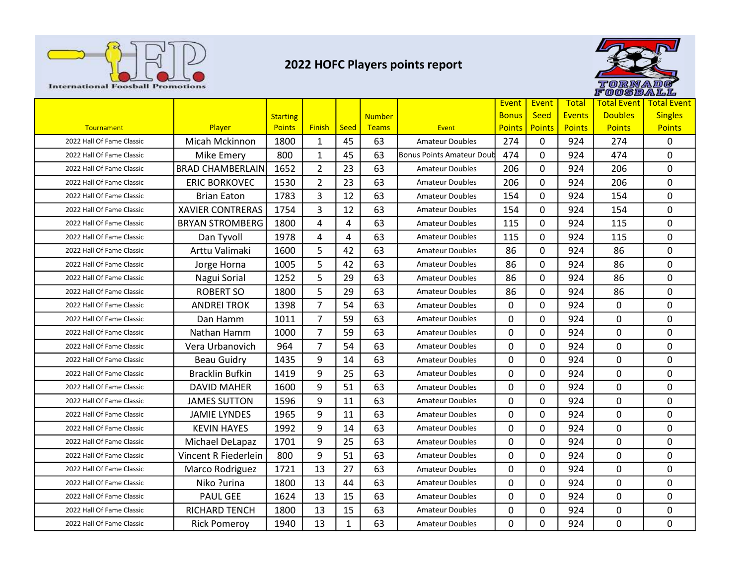# 2022 HOFC Players points report

| Tournament | Player | Starting Points | Finish | Seed | Number Teams | Event | Event Bonus Points | Event Seed Points | Total Events Points | Total Event Doubles Points | Total Event Singles Points |
|---|---|---|---|---|---|---|---|---|---|---|---|
| 2022 Hall Of Fame Classic | Micah Mckinnon | 1800 | 1 | 45 | 63 | Amateur Doubles | 274 | 0 | 924 | 274 | 0 |
| 2022 Hall Of Fame Classic | Mike Emery | 800 | 1 | 45 | 63 | Bonus Points Amateur Doub | 474 | 0 | 924 | 474 | 0 |
| 2022 Hall Of Fame Classic | BRAD CHAMBERLAIN | 1652 | 2 | 23 | 63 | Amateur Doubles | 206 | 0 | 924 | 206 | 0 |
| 2022 Hall Of Fame Classic | ERIC BORKOVEC | 1530 | 2 | 23 | 63 | Amateur Doubles | 206 | 0 | 924 | 206 | 0 |
| 2022 Hall Of Fame Classic | Brian Eaton | 1783 | 3 | 12 | 63 | Amateur Doubles | 154 | 0 | 924 | 154 | 0 |
| 2022 Hall Of Fame Classic | XAVIER CONTRERAS | 1754 | 3 | 12 | 63 | Amateur Doubles | 154 | 0 | 924 | 154 | 0 |
| 2022 Hall Of Fame Classic | BRYAN STROMBERG | 1800 | 4 | 4 | 63 | Amateur Doubles | 115 | 0 | 924 | 115 | 0 |
| 2022 Hall Of Fame Classic | Dan Tyvoll | 1978 | 4 | 4 | 63 | Amateur Doubles | 115 | 0 | 924 | 115 | 0 |
| 2022 Hall Of Fame Classic | Arttu Valimaki | 1600 | 5 | 42 | 63 | Amateur Doubles | 86 | 0 | 924 | 86 | 0 |
| 2022 Hall Of Fame Classic | Jorge Horna | 1005 | 5 | 42 | 63 | Amateur Doubles | 86 | 0 | 924 | 86 | 0 |
| 2022 Hall Of Fame Classic | Nagui Sorial | 1252 | 5 | 29 | 63 | Amateur Doubles | 86 | 0 | 924 | 86 | 0 |
| 2022 Hall Of Fame Classic | ROBERT SO | 1800 | 5 | 29 | 63 | Amateur Doubles | 86 | 0 | 924 | 86 | 0 |
| 2022 Hall Of Fame Classic | ANDREI TROK | 1398 | 7 | 54 | 63 | Amateur Doubles | 0 | 0 | 924 | 0 | 0 |
| 2022 Hall Of Fame Classic | Dan Hamm | 1011 | 7 | 59 | 63 | Amateur Doubles | 0 | 0 | 924 | 0 | 0 |
| 2022 Hall Of Fame Classic | Nathan Hamm | 1000 | 7 | 59 | 63 | Amateur Doubles | 0 | 0 | 924 | 0 | 0 |
| 2022 Hall Of Fame Classic | Vera Urbanovich | 964 | 7 | 54 | 63 | Amateur Doubles | 0 | 0 | 924 | 0 | 0 |
| 2022 Hall Of Fame Classic | Beau Guidry | 1435 | 9 | 14 | 63 | Amateur Doubles | 0 | 0 | 924 | 0 | 0 |
| 2022 Hall Of Fame Classic | Bracklin Bufkin | 1419 | 9 | 25 | 63 | Amateur Doubles | 0 | 0 | 924 | 0 | 0 |
| 2022 Hall Of Fame Classic | DAVID MAHER | 1600 | 9 | 51 | 63 | Amateur Doubles | 0 | 0 | 924 | 0 | 0 |
| 2022 Hall Of Fame Classic | JAMES SUTTON | 1596 | 9 | 11 | 63 | Amateur Doubles | 0 | 0 | 924 | 0 | 0 |
| 2022 Hall Of Fame Classic | JAMIE LYNDES | 1965 | 9 | 11 | 63 | Amateur Doubles | 0 | 0 | 924 | 0 | 0 |
| 2022 Hall Of Fame Classic | KEVIN HAYES | 1992 | 9 | 14 | 63 | Amateur Doubles | 0 | 0 | 924 | 0 | 0 |
| 2022 Hall Of Fame Classic | Michael DeLapaz | 1701 | 9 | 25 | 63 | Amateur Doubles | 0 | 0 | 924 | 0 | 0 |
| 2022 Hall Of Fame Classic | Vincent R Fiederlein | 800 | 9 | 51 | 63 | Amateur Doubles | 0 | 0 | 924 | 0 | 0 |
| 2022 Hall Of Fame Classic | Marco Rodriguez | 1721 | 13 | 27 | 63 | Amateur Doubles | 0 | 0 | 924 | 0 | 0 |
| 2022 Hall Of Fame Classic | Niko ?urina | 1800 | 13 | 44 | 63 | Amateur Doubles | 0 | 0 | 924 | 0 | 0 |
| 2022 Hall Of Fame Classic | PAUL GEE | 1624 | 13 | 15 | 63 | Amateur Doubles | 0 | 0 | 924 | 0 | 0 |
| 2022 Hall Of Fame Classic | RICHARD TENCH | 1800 | 13 | 15 | 63 | Amateur Doubles | 0 | 0 | 924 | 0 | 0 |
| 2022 Hall Of Fame Classic | Rick Pomeroy | 1940 | 13 | 1 | 63 | Amateur Doubles | 0 | 0 | 924 | 0 | 0 |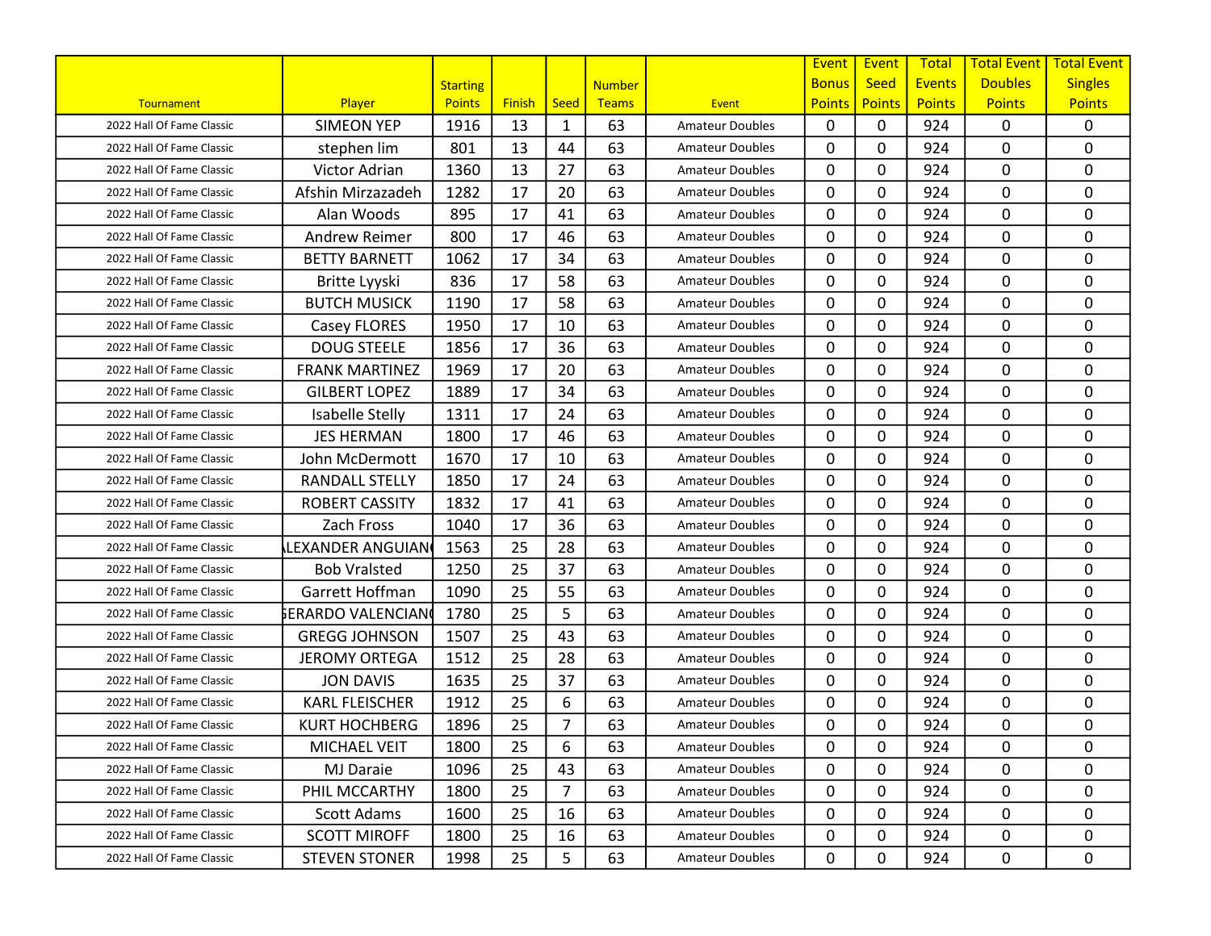| Tournament | Player | Starting Points | Finish | Seed | Number Teams | Event | Event Bonus Points | Event Seed Points | Total Events Points | Total Event Doubles Points | Total Event Singles Points |
|---|---|---|---|---|---|---|---|---|---|---|---|
| 2022 Hall Of Fame Classic | SIMEON YEP | 1916 | 13 | 1 | 63 | Amateur Doubles | 0 | 0 | 924 | 0 | 0 |
| 2022 Hall Of Fame Classic | stephen lim | 801 | 13 | 44 | 63 | Amateur Doubles | 0 | 0 | 924 | 0 | 0 |
| 2022 Hall Of Fame Classic | Victor Adrian | 1360 | 13 | 27 | 63 | Amateur Doubles | 0 | 0 | 924 | 0 | 0 |
| 2022 Hall Of Fame Classic | Afshin Mirzazadeh | 1282 | 17 | 20 | 63 | Amateur Doubles | 0 | 0 | 924 | 0 | 0 |
| 2022 Hall Of Fame Classic | Alan Woods | 895 | 17 | 41 | 63 | Amateur Doubles | 0 | 0 | 924 | 0 | 0 |
| 2022 Hall Of Fame Classic | Andrew Reimer | 800 | 17 | 46 | 63 | Amateur Doubles | 0 | 0 | 924 | 0 | 0 |
| 2022 Hall Of Fame Classic | BETTY BARNETT | 1062 | 17 | 34 | 63 | Amateur Doubles | 0 | 0 | 924 | 0 | 0 |
| 2022 Hall Of Fame Classic | Britte Lyyski | 836 | 17 | 58 | 63 | Amateur Doubles | 0 | 0 | 924 | 0 | 0 |
| 2022 Hall Of Fame Classic | BUTCH MUSICK | 1190 | 17 | 58 | 63 | Amateur Doubles | 0 | 0 | 924 | 0 | 0 |
| 2022 Hall Of Fame Classic | Casey FLORES | 1950 | 17 | 10 | 63 | Amateur Doubles | 0 | 0 | 924 | 0 | 0 |
| 2022 Hall Of Fame Classic | DOUG STEELE | 1856 | 17 | 36 | 63 | Amateur Doubles | 0 | 0 | 924 | 0 | 0 |
| 2022 Hall Of Fame Classic | FRANK MARTINEZ | 1969 | 17 | 20 | 63 | Amateur Doubles | 0 | 0 | 924 | 0 | 0 |
| 2022 Hall Of Fame Classic | GILBERT LOPEZ | 1889 | 17 | 34 | 63 | Amateur Doubles | 0 | 0 | 924 | 0 | 0 |
| 2022 Hall Of Fame Classic | Isabelle Stelly | 1311 | 17 | 24 | 63 | Amateur Doubles | 0 | 0 | 924 | 0 | 0 |
| 2022 Hall Of Fame Classic | JES HERMAN | 1800 | 17 | 46 | 63 | Amateur Doubles | 0 | 0 | 924 | 0 | 0 |
| 2022 Hall Of Fame Classic | John McDermott | 1670 | 17 | 10 | 63 | Amateur Doubles | 0 | 0 | 924 | 0 | 0 |
| 2022 Hall Of Fame Classic | RANDALL STELLY | 1850 | 17 | 24 | 63 | Amateur Doubles | 0 | 0 | 924 | 0 | 0 |
| 2022 Hall Of Fame Classic | ROBERT CASSITY | 1832 | 17 | 41 | 63 | Amateur Doubles | 0 | 0 | 924 | 0 | 0 |
| 2022 Hall Of Fame Classic | Zach Fross | 1040 | 17 | 36 | 63 | Amateur Doubles | 0 | 0 | 924 | 0 | 0 |
| 2022 Hall Of Fame Classic | LEXANDER ANGUIAN | 1563 | 25 | 28 | 63 | Amateur Doubles | 0 | 0 | 924 | 0 | 0 |
| 2022 Hall Of Fame Classic | Bob Vralsted | 1250 | 25 | 37 | 63 | Amateur Doubles | 0 | 0 | 924 | 0 | 0 |
| 2022 Hall Of Fame Classic | Garrett Hoffman | 1090 | 25 | 55 | 63 | Amateur Doubles | 0 | 0 | 924 | 0 | 0 |
| 2022 Hall Of Fame Classic | ERARDO VALENCIAN | 1780 | 25 | 5 | 63 | Amateur Doubles | 0 | 0 | 924 | 0 | 0 |
| 2022 Hall Of Fame Classic | GREGG JOHNSON | 1507 | 25 | 43 | 63 | Amateur Doubles | 0 | 0 | 924 | 0 | 0 |
| 2022 Hall Of Fame Classic | JEROMY ORTEGA | 1512 | 25 | 28 | 63 | Amateur Doubles | 0 | 0 | 924 | 0 | 0 |
| 2022 Hall Of Fame Classic | JON DAVIS | 1635 | 25 | 37 | 63 | Amateur Doubles | 0 | 0 | 924 | 0 | 0 |
| 2022 Hall Of Fame Classic | KARL FLEISCHER | 1912 | 25 | 6 | 63 | Amateur Doubles | 0 | 0 | 924 | 0 | 0 |
| 2022 Hall Of Fame Classic | KURT HOCHBERG | 1896 | 25 | 7 | 63 | Amateur Doubles | 0 | 0 | 924 | 0 | 0 |
| 2022 Hall Of Fame Classic | MICHAEL VEIT | 1800 | 25 | 6 | 63 | Amateur Doubles | 0 | 0 | 924 | 0 | 0 |
| 2022 Hall Of Fame Classic | MJ Daraie | 1096 | 25 | 43 | 63 | Amateur Doubles | 0 | 0 | 924 | 0 | 0 |
| 2022 Hall Of Fame Classic | PHIL MCCARTHY | 1800 | 25 | 7 | 63 | Amateur Doubles | 0 | 0 | 924 | 0 | 0 |
| 2022 Hall Of Fame Classic | Scott Adams | 1600 | 25 | 16 | 63 | Amateur Doubles | 0 | 0 | 924 | 0 | 0 |
| 2022 Hall Of Fame Classic | SCOTT MIROFF | 1800 | 25 | 16 | 63 | Amateur Doubles | 0 | 0 | 924 | 0 | 0 |
| 2022 Hall Of Fame Classic | STEVEN STONER | 1998 | 25 | 5 | 63 | Amateur Doubles | 0 | 0 | 924 | 0 | 0 |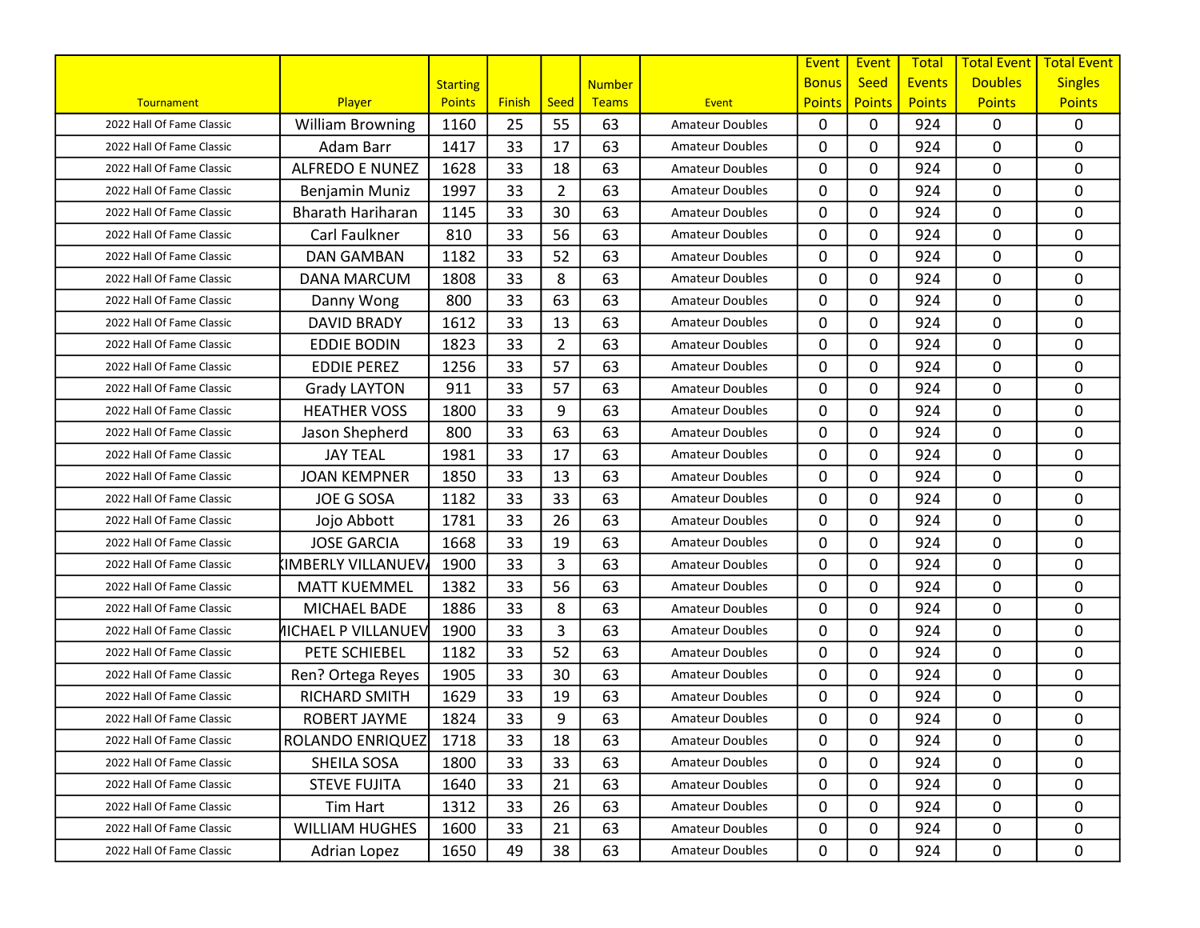| Tournament | Player | Starting Points | Finish | Seed | Number Teams | Event | Event Bonus Points | Event Seed Points | Total Events Points | Total Event Doubles Points | Total Event Singles Points |
|---|---|---|---|---|---|---|---|---|---|---|---|
| 2022 Hall Of Fame Classic | William Browning | 1160 | 25 | 55 | 63 | Amateur Doubles | 0 | 0 | 924 | 0 | 0 |
| 2022 Hall Of Fame Classic | Adam Barr | 1417 | 33 | 17 | 63 | Amateur Doubles | 0 | 0 | 924 | 0 | 0 |
| 2022 Hall Of Fame Classic | ALFREDO E NUNEZ | 1628 | 33 | 18 | 63 | Amateur Doubles | 0 | 0 | 924 | 0 | 0 |
| 2022 Hall Of Fame Classic | Benjamin Muniz | 1997 | 33 | 2 | 63 | Amateur Doubles | 0 | 0 | 924 | 0 | 0 |
| 2022 Hall Of Fame Classic | Bharath Hariharan | 1145 | 33 | 30 | 63 | Amateur Doubles | 0 | 0 | 924 | 0 | 0 |
| 2022 Hall Of Fame Classic | Carl Faulkner | 810 | 33 | 56 | 63 | Amateur Doubles | 0 | 0 | 924 | 0 | 0 |
| 2022 Hall Of Fame Classic | DAN GAMBAN | 1182 | 33 | 52 | 63 | Amateur Doubles | 0 | 0 | 924 | 0 | 0 |
| 2022 Hall Of Fame Classic | DANA MARCUM | 1808 | 33 | 8 | 63 | Amateur Doubles | 0 | 0 | 924 | 0 | 0 |
| 2022 Hall Of Fame Classic | Danny Wong | 800 | 33 | 63 | 63 | Amateur Doubles | 0 | 0 | 924 | 0 | 0 |
| 2022 Hall Of Fame Classic | DAVID BRADY | 1612 | 33 | 13 | 63 | Amateur Doubles | 0 | 0 | 924 | 0 | 0 |
| 2022 Hall Of Fame Classic | EDDIE BODIN | 1823 | 33 | 2 | 63 | Amateur Doubles | 0 | 0 | 924 | 0 | 0 |
| 2022 Hall Of Fame Classic | EDDIE PEREZ | 1256 | 33 | 57 | 63 | Amateur Doubles | 0 | 0 | 924 | 0 | 0 |
| 2022 Hall Of Fame Classic | Grady LAYTON | 911 | 33 | 57 | 63 | Amateur Doubles | 0 | 0 | 924 | 0 | 0 |
| 2022 Hall Of Fame Classic | HEATHER VOSS | 1800 | 33 | 9 | 63 | Amateur Doubles | 0 | 0 | 924 | 0 | 0 |
| 2022 Hall Of Fame Classic | Jason Shepherd | 800 | 33 | 63 | 63 | Amateur Doubles | 0 | 0 | 924 | 0 | 0 |
| 2022 Hall Of Fame Classic | JAY TEAL | 1981 | 33 | 17 | 63 | Amateur Doubles | 0 | 0 | 924 | 0 | 0 |
| 2022 Hall Of Fame Classic | JOAN KEMPNER | 1850 | 33 | 13 | 63 | Amateur Doubles | 0 | 0 | 924 | 0 | 0 |
| 2022 Hall Of Fame Classic | JOE G SOSA | 1182 | 33 | 33 | 63 | Amateur Doubles | 0 | 0 | 924 | 0 | 0 |
| 2022 Hall Of Fame Classic | Jojo Abbott | 1781 | 33 | 26 | 63 | Amateur Doubles | 0 | 0 | 924 | 0 | 0 |
| 2022 Hall Of Fame Classic | JOSE GARCIA | 1668 | 33 | 19 | 63 | Amateur Doubles | 0 | 0 | 924 | 0 | 0 |
| 2022 Hall Of Fame Classic | KIMBERLY VILLANUEVA | 1900 | 33 | 3 | 63 | Amateur Doubles | 0 | 0 | 924 | 0 | 0 |
| 2022 Hall Of Fame Classic | MATT KUEMMEL | 1382 | 33 | 56 | 63 | Amateur Doubles | 0 | 0 | 924 | 0 | 0 |
| 2022 Hall Of Fame Classic | MICHAEL BADE | 1886 | 33 | 8 | 63 | Amateur Doubles | 0 | 0 | 924 | 0 | 0 |
| 2022 Hall Of Fame Classic | MICHAEL P VILLANUEVA | 1900 | 33 | 3 | 63 | Amateur Doubles | 0 | 0 | 924 | 0 | 0 |
| 2022 Hall Of Fame Classic | PETE SCHIEBEL | 1182 | 33 | 52 | 63 | Amateur Doubles | 0 | 0 | 924 | 0 | 0 |
| 2022 Hall Of Fame Classic | Ren? Ortega Reyes | 1905 | 33 | 30 | 63 | Amateur Doubles | 0 | 0 | 924 | 0 | 0 |
| 2022 Hall Of Fame Classic | RICHARD SMITH | 1629 | 33 | 19 | 63 | Amateur Doubles | 0 | 0 | 924 | 0 | 0 |
| 2022 Hall Of Fame Classic | ROBERT JAYME | 1824 | 33 | 9 | 63 | Amateur Doubles | 0 | 0 | 924 | 0 | 0 |
| 2022 Hall Of Fame Classic | ROLANDO ENRIQUEZ | 1718 | 33 | 18 | 63 | Amateur Doubles | 0 | 0 | 924 | 0 | 0 |
| 2022 Hall Of Fame Classic | SHEILA SOSA | 1800 | 33 | 33 | 63 | Amateur Doubles | 0 | 0 | 924 | 0 | 0 |
| 2022 Hall Of Fame Classic | STEVE FUJITA | 1640 | 33 | 21 | 63 | Amateur Doubles | 0 | 0 | 924 | 0 | 0 |
| 2022 Hall Of Fame Classic | Tim Hart | 1312 | 33 | 26 | 63 | Amateur Doubles | 0 | 0 | 924 | 0 | 0 |
| 2022 Hall Of Fame Classic | WILLIAM HUGHES | 1600 | 33 | 21 | 63 | Amateur Doubles | 0 | 0 | 924 | 0 | 0 |
| 2022 Hall Of Fame Classic | Adrian Lopez | 1650 | 49 | 38 | 63 | Amateur Doubles | 0 | 0 | 924 | 0 | 0 |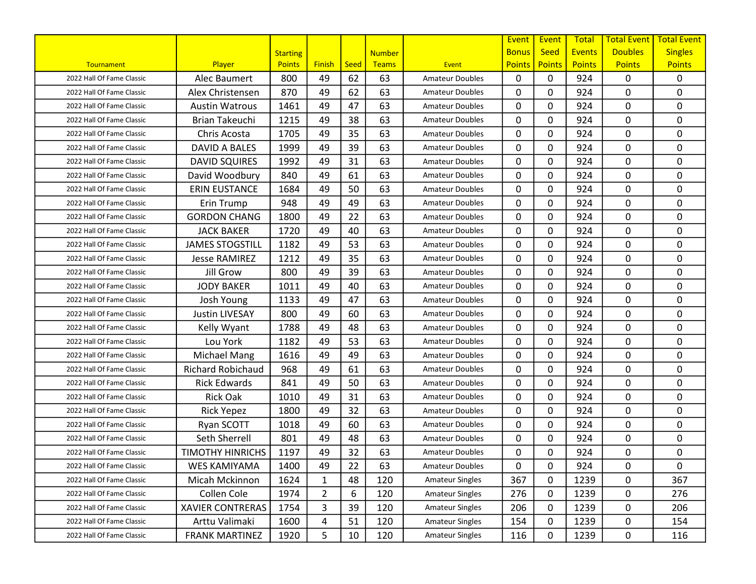| Tournament | Player | Starting Points | Finish | Seed | Number Teams | Event | Event Bonus Points | Event Seed Points | Total Events Points | Total Event Doubles Points | Total Event Singles Points |
|---|---|---|---|---|---|---|---|---|---|---|---|
| 2022 Hall Of Fame Classic | Alec Baumert | 800 | 49 | 62 | 63 | Amateur Doubles | 0 | 0 | 924 | 0 | 0 |
| 2022 Hall Of Fame Classic | Alex Christensen | 870 | 49 | 62 | 63 | Amateur Doubles | 0 | 0 | 924 | 0 | 0 |
| 2022 Hall Of Fame Classic | Austin Watrous | 1461 | 49 | 47 | 63 | Amateur Doubles | 0 | 0 | 924 | 0 | 0 |
| 2022 Hall Of Fame Classic | Brian Takeuchi | 1215 | 49 | 38 | 63 | Amateur Doubles | 0 | 0 | 924 | 0 | 0 |
| 2022 Hall Of Fame Classic | Chris Acosta | 1705 | 49 | 35 | 63 | Amateur Doubles | 0 | 0 | 924 | 0 | 0 |
| 2022 Hall Of Fame Classic | DAVID A BALES | 1999 | 49 | 39 | 63 | Amateur Doubles | 0 | 0 | 924 | 0 | 0 |
| 2022 Hall Of Fame Classic | DAVID SQUIRES | 1992 | 49 | 31 | 63 | Amateur Doubles | 0 | 0 | 924 | 0 | 0 |
| 2022 Hall Of Fame Classic | David Woodbury | 840 | 49 | 61 | 63 | Amateur Doubles | 0 | 0 | 924 | 0 | 0 |
| 2022 Hall Of Fame Classic | ERIN EUSTANCE | 1684 | 49 | 50 | 63 | Amateur Doubles | 0 | 0 | 924 | 0 | 0 |
| 2022 Hall Of Fame Classic | Erin Trump | 948 | 49 | 49 | 63 | Amateur Doubles | 0 | 0 | 924 | 0 | 0 |
| 2022 Hall Of Fame Classic | GORDON CHANG | 1800 | 49 | 22 | 63 | Amateur Doubles | 0 | 0 | 924 | 0 | 0 |
| 2022 Hall Of Fame Classic | JACK BAKER | 1720 | 49 | 40 | 63 | Amateur Doubles | 0 | 0 | 924 | 0 | 0 |
| 2022 Hall Of Fame Classic | JAMES STOGSTILL | 1182 | 49 | 53 | 63 | Amateur Doubles | 0 | 0 | 924 | 0 | 0 |
| 2022 Hall Of Fame Classic | Jesse RAMIREZ | 1212 | 49 | 35 | 63 | Amateur Doubles | 0 | 0 | 924 | 0 | 0 |
| 2022 Hall Of Fame Classic | Jill Grow | 800 | 49 | 39 | 63 | Amateur Doubles | 0 | 0 | 924 | 0 | 0 |
| 2022 Hall Of Fame Classic | JODY BAKER | 1011 | 49 | 40 | 63 | Amateur Doubles | 0 | 0 | 924 | 0 | 0 |
| 2022 Hall Of Fame Classic | Josh Young | 1133 | 49 | 47 | 63 | Amateur Doubles | 0 | 0 | 924 | 0 | 0 |
| 2022 Hall Of Fame Classic | Justin LIVESAY | 800 | 49 | 60 | 63 | Amateur Doubles | 0 | 0 | 924 | 0 | 0 |
| 2022 Hall Of Fame Classic | Kelly Wyant | 1788 | 49 | 48 | 63 | Amateur Doubles | 0 | 0 | 924 | 0 | 0 |
| 2022 Hall Of Fame Classic | Lou York | 1182 | 49 | 53 | 63 | Amateur Doubles | 0 | 0 | 924 | 0 | 0 |
| 2022 Hall Of Fame Classic | Michael Mang | 1616 | 49 | 49 | 63 | Amateur Doubles | 0 | 0 | 924 | 0 | 0 |
| 2022 Hall Of Fame Classic | Richard Robichaud | 968 | 49 | 61 | 63 | Amateur Doubles | 0 | 0 | 924 | 0 | 0 |
| 2022 Hall Of Fame Classic | Rick Edwards | 841 | 49 | 50 | 63 | Amateur Doubles | 0 | 0 | 924 | 0 | 0 |
| 2022 Hall Of Fame Classic | Rick Oak | 1010 | 49 | 31 | 63 | Amateur Doubles | 0 | 0 | 924 | 0 | 0 |
| 2022 Hall Of Fame Classic | Rick Yepez | 1800 | 49 | 32 | 63 | Amateur Doubles | 0 | 0 | 924 | 0 | 0 |
| 2022 Hall Of Fame Classic | Ryan SCOTT | 1018 | 49 | 60 | 63 | Amateur Doubles | 0 | 0 | 924 | 0 | 0 |
| 2022 Hall Of Fame Classic | Seth Sherrell | 801 | 49 | 48 | 63 | Amateur Doubles | 0 | 0 | 924 | 0 | 0 |
| 2022 Hall Of Fame Classic | TIMOTHY HINRICHS | 1197 | 49 | 32 | 63 | Amateur Doubles | 0 | 0 | 924 | 0 | 0 |
| 2022 Hall Of Fame Classic | WES KAMIYAMA | 1400 | 49 | 22 | 63 | Amateur Doubles | 0 | 0 | 924 | 0 | 0 |
| 2022 Hall Of Fame Classic | Micah Mckinnon | 1624 | 1 | 48 | 120 | Amateur Singles | 367 | 0 | 1239 | 0 | 367 |
| 2022 Hall Of Fame Classic | Collen Cole | 1974 | 2 | 6 | 120 | Amateur Singles | 276 | 0 | 1239 | 0 | 276 |
| 2022 Hall Of Fame Classic | XAVIER CONTRERAS | 1754 | 3 | 39 | 120 | Amateur Singles | 206 | 0 | 1239 | 0 | 206 |
| 2022 Hall Of Fame Classic | Arttu Valimaki | 1600 | 4 | 51 | 120 | Amateur Singles | 154 | 0 | 1239 | 0 | 154 |
| 2022 Hall Of Fame Classic | FRANK MARTINEZ | 1920 | 5 | 10 | 120 | Amateur Singles | 116 | 0 | 1239 | 0 | 116 |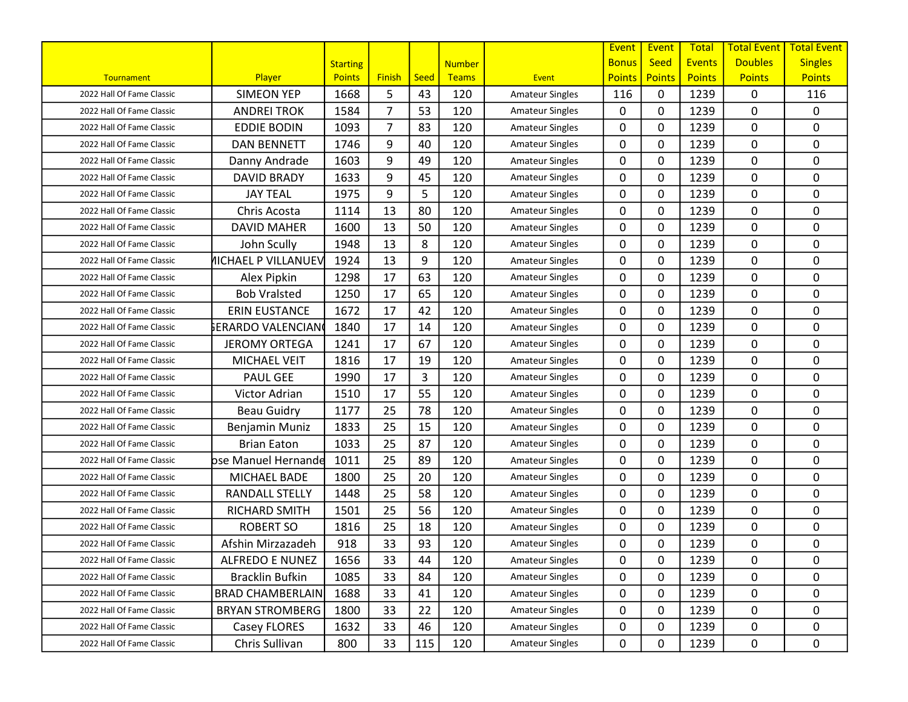| Tournament | Player | Starting Points | Finish | Seed | Number Teams | Event | Event Bonus Points | Event Seed Points | Total Events Points | Total Event Doubles Points | Total Event Singles Points |
|---|---|---|---|---|---|---|---|---|---|---|---|
| 2022 Hall Of Fame Classic | SIMEON YEP | 1668 | 5 | 43 | 120 | Amateur Singles | 116 | 0 | 1239 | 0 | 116 |
| 2022 Hall Of Fame Classic | ANDREI TROK | 1584 | 7 | 53 | 120 | Amateur Singles | 0 | 0 | 1239 | 0 | 0 |
| 2022 Hall Of Fame Classic | EDDIE BODIN | 1093 | 7 | 83 | 120 | Amateur Singles | 0 | 0 | 1239 | 0 | 0 |
| 2022 Hall Of Fame Classic | DAN BENNETT | 1746 | 9 | 40 | 120 | Amateur Singles | 0 | 0 | 1239 | 0 | 0 |
| 2022 Hall Of Fame Classic | Danny Andrade | 1603 | 9 | 49 | 120 | Amateur Singles | 0 | 0 | 1239 | 0 | 0 |
| 2022 Hall Of Fame Classic | DAVID BRADY | 1633 | 9 | 45 | 120 | Amateur Singles | 0 | 0 | 1239 | 0 | 0 |
| 2022 Hall Of Fame Classic | JAY TEAL | 1975 | 9 | 5 | 120 | Amateur Singles | 0 | 0 | 1239 | 0 | 0 |
| 2022 Hall Of Fame Classic | Chris Acosta | 1114 | 13 | 80 | 120 | Amateur Singles | 0 | 0 | 1239 | 0 | 0 |
| 2022 Hall Of Fame Classic | DAVID MAHER | 1600 | 13 | 50 | 120 | Amateur Singles | 0 | 0 | 1239 | 0 | 0 |
| 2022 Hall Of Fame Classic | John Scully | 1948 | 13 | 8 | 120 | Amateur Singles | 0 | 0 | 1239 | 0 | 0 |
| 2022 Hall Of Fame Classic | MICHAEL P VILLANUEV | 1924 | 13 | 9 | 120 | Amateur Singles | 0 | 0 | 1239 | 0 | 0 |
| 2022 Hall Of Fame Classic | Alex Pipkin | 1298 | 17 | 63 | 120 | Amateur Singles | 0 | 0 | 1239 | 0 | 0 |
| 2022 Hall Of Fame Classic | Bob Vralsted | 1250 | 17 | 65 | 120 | Amateur Singles | 0 | 0 | 1239 | 0 | 0 |
| 2022 Hall Of Fame Classic | ERIN EUSTANCE | 1672 | 17 | 42 | 120 | Amateur Singles | 0 | 0 | 1239 | 0 | 0 |
| 2022 Hall Of Fame Classic | GERARDO VALENCIANO | 1840 | 17 | 14 | 120 | Amateur Singles | 0 | 0 | 1239 | 0 | 0 |
| 2022 Hall Of Fame Classic | JEROMY ORTEGA | 1241 | 17 | 67 | 120 | Amateur Singles | 0 | 0 | 1239 | 0 | 0 |
| 2022 Hall Of Fame Classic | MICHAEL VEIT | 1816 | 17 | 19 | 120 | Amateur Singles | 0 | 0 | 1239 | 0 | 0 |
| 2022 Hall Of Fame Classic | PAUL GEE | 1990 | 17 | 3 | 120 | Amateur Singles | 0 | 0 | 1239 | 0 | 0 |
| 2022 Hall Of Fame Classic | Victor Adrian | 1510 | 17 | 55 | 120 | Amateur Singles | 0 | 0 | 1239 | 0 | 0 |
| 2022 Hall Of Fame Classic | Beau Guidry | 1177 | 25 | 78 | 120 | Amateur Singles | 0 | 0 | 1239 | 0 | 0 |
| 2022 Hall Of Fame Classic | Benjamin Muniz | 1833 | 25 | 15 | 120 | Amateur Singles | 0 | 0 | 1239 | 0 | 0 |
| 2022 Hall Of Fame Classic | Brian Eaton | 1033 | 25 | 87 | 120 | Amateur Singles | 0 | 0 | 1239 | 0 | 0 |
| 2022 Hall Of Fame Classic | Jose Manuel Hernande | 1011 | 25 | 89 | 120 | Amateur Singles | 0 | 0 | 1239 | 0 | 0 |
| 2022 Hall Of Fame Classic | MICHAEL BADE | 1800 | 25 | 20 | 120 | Amateur Singles | 0 | 0 | 1239 | 0 | 0 |
| 2022 Hall Of Fame Classic | RANDALL STELLY | 1448 | 25 | 58 | 120 | Amateur Singles | 0 | 0 | 1239 | 0 | 0 |
| 2022 Hall Of Fame Classic | RICHARD SMITH | 1501 | 25 | 56 | 120 | Amateur Singles | 0 | 0 | 1239 | 0 | 0 |
| 2022 Hall Of Fame Classic | ROBERT SO | 1816 | 25 | 18 | 120 | Amateur Singles | 0 | 0 | 1239 | 0 | 0 |
| 2022 Hall Of Fame Classic | Afshin Mirzazadeh | 918 | 33 | 93 | 120 | Amateur Singles | 0 | 0 | 1239 | 0 | 0 |
| 2022 Hall Of Fame Classic | ALFREDO E NUNEZ | 1656 | 33 | 44 | 120 | Amateur Singles | 0 | 0 | 1239 | 0 | 0 |
| 2022 Hall Of Fame Classic | Bracklin Bufkin | 1085 | 33 | 84 | 120 | Amateur Singles | 0 | 0 | 1239 | 0 | 0 |
| 2022 Hall Of Fame Classic | BRAD CHAMBERLAIN | 1688 | 33 | 41 | 120 | Amateur Singles | 0 | 0 | 1239 | 0 | 0 |
| 2022 Hall Of Fame Classic | BRYAN STROMBERG | 1800 | 33 | 22 | 120 | Amateur Singles | 0 | 0 | 1239 | 0 | 0 |
| 2022 Hall Of Fame Classic | Casey FLORES | 1632 | 33 | 46 | 120 | Amateur Singles | 0 | 0 | 1239 | 0 | 0 |
| 2022 Hall Of Fame Classic | Chris Sullivan | 800 | 33 | 115 | 120 | Amateur Singles | 0 | 0 | 1239 | 0 | 0 |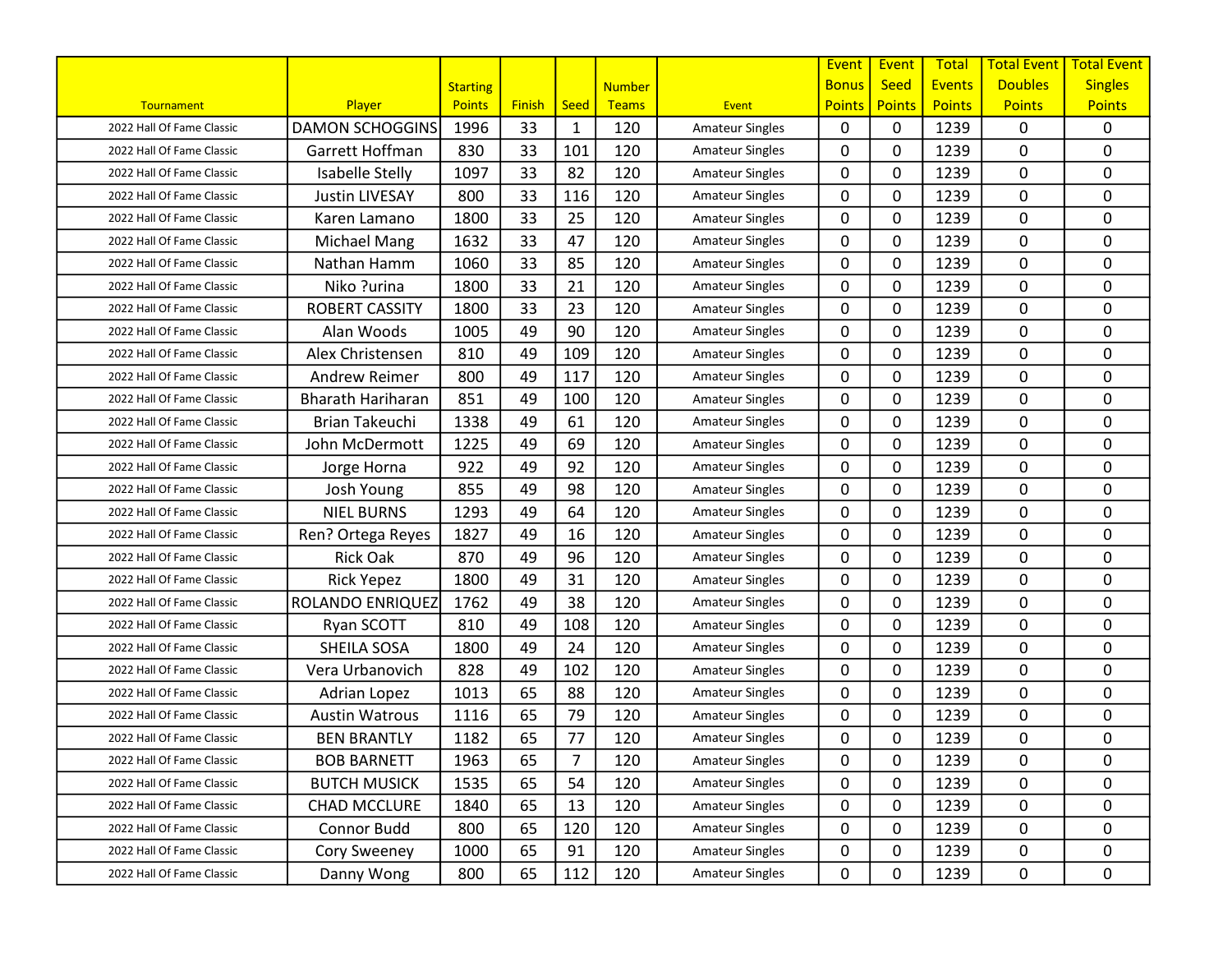| Tournament | Player | Starting Points | Finish | Seed | Number Teams | Event | Event Bonus Points | Event Seed Points | Total Events Points | Total Event Doubles Points | Total Event Singles Points |
|---|---|---|---|---|---|---|---|---|---|---|---|
| 2022 Hall Of Fame Classic | DAMON SCHOGGINS | 1996 | 33 | 1 | 120 | Amateur Singles | 0 | 0 | 1239 | 0 | 0 |
| 2022 Hall Of Fame Classic | Garrett Hoffman | 830 | 33 | 101 | 120 | Amateur Singles | 0 | 0 | 1239 | 0 | 0 |
| 2022 Hall Of Fame Classic | Isabelle Stelly | 1097 | 33 | 82 | 120 | Amateur Singles | 0 | 0 | 1239 | 0 | 0 |
| 2022 Hall Of Fame Classic | Justin LIVESAY | 800 | 33 | 116 | 120 | Amateur Singles | 0 | 0 | 1239 | 0 | 0 |
| 2022 Hall Of Fame Classic | Karen Lamano | 1800 | 33 | 25 | 120 | Amateur Singles | 0 | 0 | 1239 | 0 | 0 |
| 2022 Hall Of Fame Classic | Michael Mang | 1632 | 33 | 47 | 120 | Amateur Singles | 0 | 0 | 1239 | 0 | 0 |
| 2022 Hall Of Fame Classic | Nathan Hamm | 1060 | 33 | 85 | 120 | Amateur Singles | 0 | 0 | 1239 | 0 | 0 |
| 2022 Hall Of Fame Classic | Niko ?urina | 1800 | 33 | 21 | 120 | Amateur Singles | 0 | 0 | 1239 | 0 | 0 |
| 2022 Hall Of Fame Classic | ROBERT CASSITY | 1800 | 33 | 23 | 120 | Amateur Singles | 0 | 0 | 1239 | 0 | 0 |
| 2022 Hall Of Fame Classic | Alan Woods | 1005 | 49 | 90 | 120 | Amateur Singles | 0 | 0 | 1239 | 0 | 0 |
| 2022 Hall Of Fame Classic | Alex Christensen | 810 | 49 | 109 | 120 | Amateur Singles | 0 | 0 | 1239 | 0 | 0 |
| 2022 Hall Of Fame Classic | Andrew Reimer | 800 | 49 | 117 | 120 | Amateur Singles | 0 | 0 | 1239 | 0 | 0 |
| 2022 Hall Of Fame Classic | Bharath Hariharan | 851 | 49 | 100 | 120 | Amateur Singles | 0 | 0 | 1239 | 0 | 0 |
| 2022 Hall Of Fame Classic | Brian Takeuchi | 1338 | 49 | 61 | 120 | Amateur Singles | 0 | 0 | 1239 | 0 | 0 |
| 2022 Hall Of Fame Classic | John McDermott | 1225 | 49 | 69 | 120 | Amateur Singles | 0 | 0 | 1239 | 0 | 0 |
| 2022 Hall Of Fame Classic | Jorge Horna | 922 | 49 | 92 | 120 | Amateur Singles | 0 | 0 | 1239 | 0 | 0 |
| 2022 Hall Of Fame Classic | Josh Young | 855 | 49 | 98 | 120 | Amateur Singles | 0 | 0 | 1239 | 0 | 0 |
| 2022 Hall Of Fame Classic | NIEL BURNS | 1293 | 49 | 64 | 120 | Amateur Singles | 0 | 0 | 1239 | 0 | 0 |
| 2022 Hall Of Fame Classic | Ren? Ortega Reyes | 1827 | 49 | 16 | 120 | Amateur Singles | 0 | 0 | 1239 | 0 | 0 |
| 2022 Hall Of Fame Classic | Rick Oak | 870 | 49 | 96 | 120 | Amateur Singles | 0 | 0 | 1239 | 0 | 0 |
| 2022 Hall Of Fame Classic | Rick Yepez | 1800 | 49 | 31 | 120 | Amateur Singles | 0 | 0 | 1239 | 0 | 0 |
| 2022 Hall Of Fame Classic | ROLANDO ENRIQUEZ | 1762 | 49 | 38 | 120 | Amateur Singles | 0 | 0 | 1239 | 0 | 0 |
| 2022 Hall Of Fame Classic | Ryan SCOTT | 810 | 49 | 108 | 120 | Amateur Singles | 0 | 0 | 1239 | 0 | 0 |
| 2022 Hall Of Fame Classic | SHEILA SOSA | 1800 | 49 | 24 | 120 | Amateur Singles | 0 | 0 | 1239 | 0 | 0 |
| 2022 Hall Of Fame Classic | Vera Urbanovich | 828 | 49 | 102 | 120 | Amateur Singles | 0 | 0 | 1239 | 0 | 0 |
| 2022 Hall Of Fame Classic | Adrian Lopez | 1013 | 65 | 88 | 120 | Amateur Singles | 0 | 0 | 1239 | 0 | 0 |
| 2022 Hall Of Fame Classic | Austin Watrous | 1116 | 65 | 79 | 120 | Amateur Singles | 0 | 0 | 1239 | 0 | 0 |
| 2022 Hall Of Fame Classic | BEN BRANTLY | 1182 | 65 | 77 | 120 | Amateur Singles | 0 | 0 | 1239 | 0 | 0 |
| 2022 Hall Of Fame Classic | BOB BARNETT | 1963 | 65 | 7 | 120 | Amateur Singles | 0 | 0 | 1239 | 0 | 0 |
| 2022 Hall Of Fame Classic | BUTCH MUSICK | 1535 | 65 | 54 | 120 | Amateur Singles | 0 | 0 | 1239 | 0 | 0 |
| 2022 Hall Of Fame Classic | CHAD MCCLURE | 1840 | 65 | 13 | 120 | Amateur Singles | 0 | 0 | 1239 | 0 | 0 |
| 2022 Hall Of Fame Classic | Connor Budd | 800 | 65 | 120 | 120 | Amateur Singles | 0 | 0 | 1239 | 0 | 0 |
| 2022 Hall Of Fame Classic | Cory Sweeney | 1000 | 65 | 91 | 120 | Amateur Singles | 0 | 0 | 1239 | 0 | 0 |
| 2022 Hall Of Fame Classic | Danny Wong | 800 | 65 | 112 | 120 | Amateur Singles | 0 | 0 | 1239 | 0 | 0 |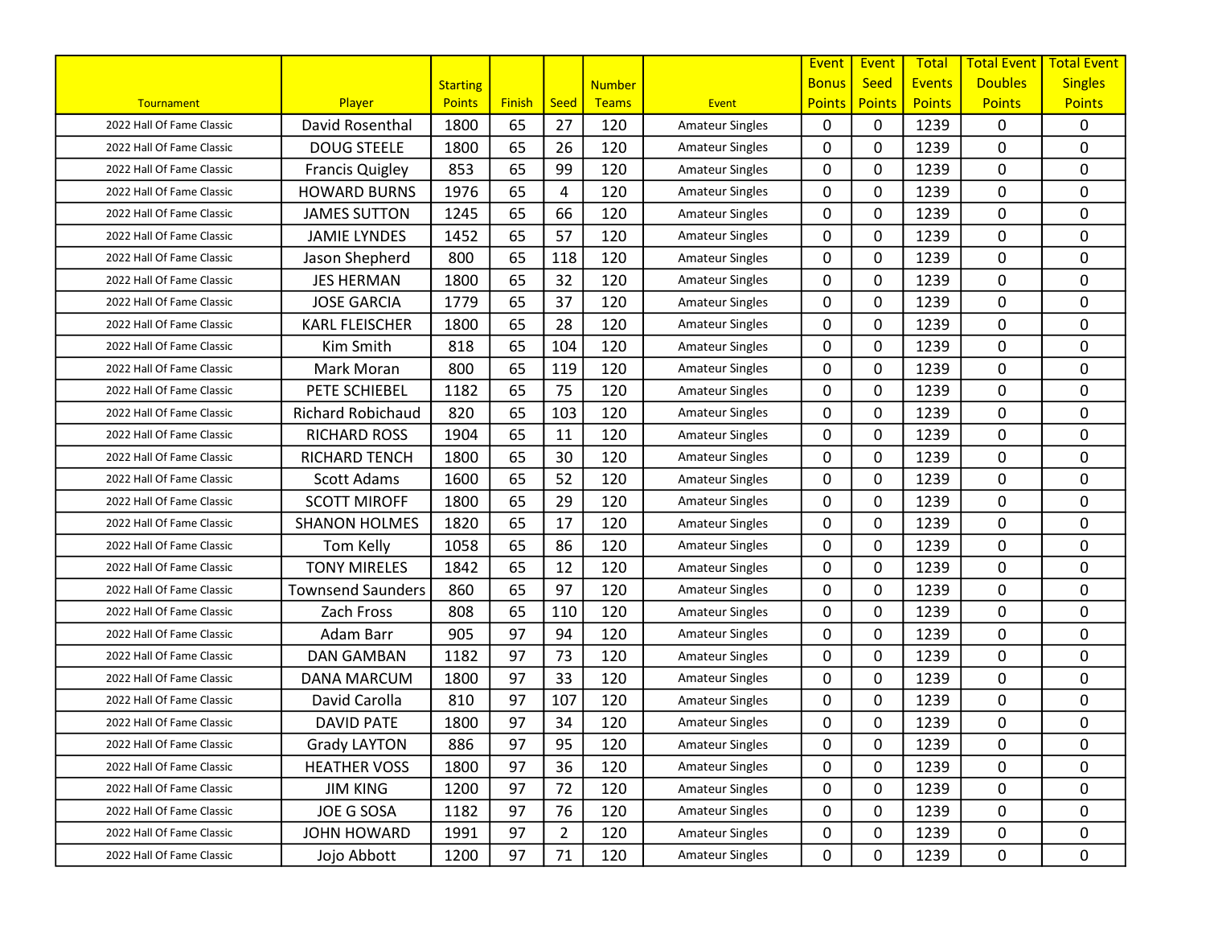| Tournament | Player | Starting Points | Finish | Seed | Number Teams | Event | Event Bonus Points | Event Seed Points | Total Events Points | Total Event Doubles Points | Total Event Singles Points |
|---|---|---|---|---|---|---|---|---|---|---|---|
| 2022 Hall Of Fame Classic | David Rosenthal | 1800 | 65 | 27 | 120 | Amateur Singles | 0 | 0 | 1239 | 0 | 0 |
| 2022 Hall Of Fame Classic | DOUG STEELE | 1800 | 65 | 26 | 120 | Amateur Singles | 0 | 0 | 1239 | 0 | 0 |
| 2022 Hall Of Fame Classic | Francis Quigley | 853 | 65 | 99 | 120 | Amateur Singles | 0 | 0 | 1239 | 0 | 0 |
| 2022 Hall Of Fame Classic | HOWARD BURNS | 1976 | 65 | 4 | 120 | Amateur Singles | 0 | 0 | 1239 | 0 | 0 |
| 2022 Hall Of Fame Classic | JAMES SUTTON | 1245 | 65 | 66 | 120 | Amateur Singles | 0 | 0 | 1239 | 0 | 0 |
| 2022 Hall Of Fame Classic | JAMIE LYNDES | 1452 | 65 | 57 | 120 | Amateur Singles | 0 | 0 | 1239 | 0 | 0 |
| 2022 Hall Of Fame Classic | Jason Shepherd | 800 | 65 | 118 | 120 | Amateur Singles | 0 | 0 | 1239 | 0 | 0 |
| 2022 Hall Of Fame Classic | JES HERMAN | 1800 | 65 | 32 | 120 | Amateur Singles | 0 | 0 | 1239 | 0 | 0 |
| 2022 Hall Of Fame Classic | JOSE GARCIA | 1779 | 65 | 37 | 120 | Amateur Singles | 0 | 0 | 1239 | 0 | 0 |
| 2022 Hall Of Fame Classic | KARL FLEISCHER | 1800 | 65 | 28 | 120 | Amateur Singles | 0 | 0 | 1239 | 0 | 0 |
| 2022 Hall Of Fame Classic | Kim Smith | 818 | 65 | 104 | 120 | Amateur Singles | 0 | 0 | 1239 | 0 | 0 |
| 2022 Hall Of Fame Classic | Mark Moran | 800 | 65 | 119 | 120 | Amateur Singles | 0 | 0 | 1239 | 0 | 0 |
| 2022 Hall Of Fame Classic | PETE SCHIEBEL | 1182 | 65 | 75 | 120 | Amateur Singles | 0 | 0 | 1239 | 0 | 0 |
| 2022 Hall Of Fame Classic | Richard Robichaud | 820 | 65 | 103 | 120 | Amateur Singles | 0 | 0 | 1239 | 0 | 0 |
| 2022 Hall Of Fame Classic | RICHARD ROSS | 1904 | 65 | 11 | 120 | Amateur Singles | 0 | 0 | 1239 | 0 | 0 |
| 2022 Hall Of Fame Classic | RICHARD TENCH | 1800 | 65 | 30 | 120 | Amateur Singles | 0 | 0 | 1239 | 0 | 0 |
| 2022 Hall Of Fame Classic | Scott Adams | 1600 | 65 | 52 | 120 | Amateur Singles | 0 | 0 | 1239 | 0 | 0 |
| 2022 Hall Of Fame Classic | SCOTT MIROFF | 1800 | 65 | 29 | 120 | Amateur Singles | 0 | 0 | 1239 | 0 | 0 |
| 2022 Hall Of Fame Classic | SHANON HOLMES | 1820 | 65 | 17 | 120 | Amateur Singles | 0 | 0 | 1239 | 0 | 0 |
| 2022 Hall Of Fame Classic | Tom Kelly | 1058 | 65 | 86 | 120 | Amateur Singles | 0 | 0 | 1239 | 0 | 0 |
| 2022 Hall Of Fame Classic | TONY MIRELES | 1842 | 65 | 12 | 120 | Amateur Singles | 0 | 0 | 1239 | 0 | 0 |
| 2022 Hall Of Fame Classic | Townsend Saunders | 860 | 65 | 97 | 120 | Amateur Singles | 0 | 0 | 1239 | 0 | 0 |
| 2022 Hall Of Fame Classic | Zach Fross | 808 | 65 | 110 | 120 | Amateur Singles | 0 | 0 | 1239 | 0 | 0 |
| 2022 Hall Of Fame Classic | Adam Barr | 905 | 97 | 94 | 120 | Amateur Singles | 0 | 0 | 1239 | 0 | 0 |
| 2022 Hall Of Fame Classic | DAN GAMBAN | 1182 | 97 | 73 | 120 | Amateur Singles | 0 | 0 | 1239 | 0 | 0 |
| 2022 Hall Of Fame Classic | DANA MARCUM | 1800 | 97 | 33 | 120 | Amateur Singles | 0 | 0 | 1239 | 0 | 0 |
| 2022 Hall Of Fame Classic | David Carolla | 810 | 97 | 107 | 120 | Amateur Singles | 0 | 0 | 1239 | 0 | 0 |
| 2022 Hall Of Fame Classic | DAVID PATE | 1800 | 97 | 34 | 120 | Amateur Singles | 0 | 0 | 1239 | 0 | 0 |
| 2022 Hall Of Fame Classic | Grady LAYTON | 886 | 97 | 95 | 120 | Amateur Singles | 0 | 0 | 1239 | 0 | 0 |
| 2022 Hall Of Fame Classic | HEATHER VOSS | 1800 | 97 | 36 | 120 | Amateur Singles | 0 | 0 | 1239 | 0 | 0 |
| 2022 Hall Of Fame Classic | JIM KING | 1200 | 97 | 72 | 120 | Amateur Singles | 0 | 0 | 1239 | 0 | 0 |
| 2022 Hall Of Fame Classic | JOE G SOSA | 1182 | 97 | 76 | 120 | Amateur Singles | 0 | 0 | 1239 | 0 | 0 |
| 2022 Hall Of Fame Classic | JOHN HOWARD | 1991 | 97 | 2 | 120 | Amateur Singles | 0 | 0 | 1239 | 0 | 0 |
| 2022 Hall Of Fame Classic | Jojo Abbott | 1200 | 97 | 71 | 120 | Amateur Singles | 0 | 0 | 1239 | 0 | 0 |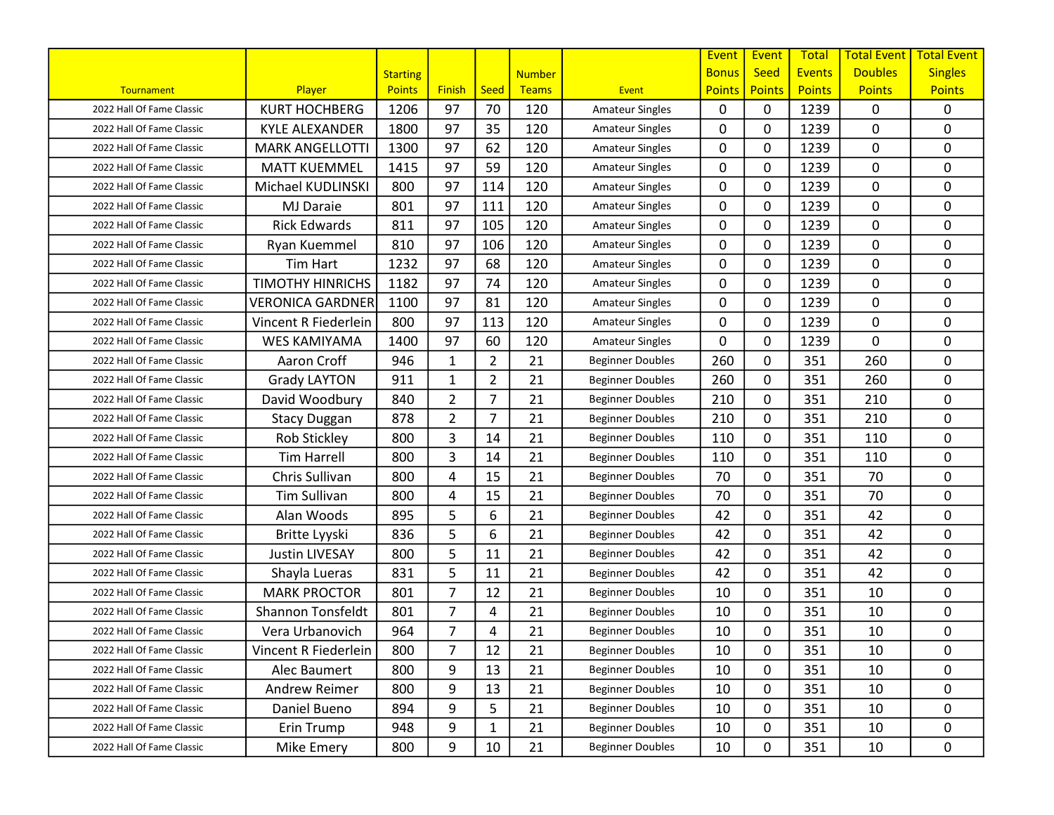| Tournament | Player | Starting Points | Finish | Seed | Number Teams | Event | Event Bonus Points | Event Seed Points | Total Events Points | Total Event Doubles Points | Total Event Singles Points |
|---|---|---|---|---|---|---|---|---|---|---|---|
| 2022 Hall Of Fame Classic | KURT HOCHBERG | 1206 | 97 | 70 | 120 | Amateur Singles | 0 | 0 | 1239 | 0 | 0 |
| 2022 Hall Of Fame Classic | KYLE ALEXANDER | 1800 | 97 | 35 | 120 | Amateur Singles | 0 | 0 | 1239 | 0 | 0 |
| 2022 Hall Of Fame Classic | MARK ANGELLOTTI | 1300 | 97 | 62 | 120 | Amateur Singles | 0 | 0 | 1239 | 0 | 0 |
| 2022 Hall Of Fame Classic | MATT KUEMMEL | 1415 | 97 | 59 | 120 | Amateur Singles | 0 | 0 | 1239 | 0 | 0 |
| 2022 Hall Of Fame Classic | Michael KUDLINSKI | 800 | 97 | 114 | 120 | Amateur Singles | 0 | 0 | 1239 | 0 | 0 |
| 2022 Hall Of Fame Classic | MJ Daraie | 801 | 97 | 111 | 120 | Amateur Singles | 0 | 0 | 1239 | 0 | 0 |
| 2022 Hall Of Fame Classic | Rick Edwards | 811 | 97 | 105 | 120 | Amateur Singles | 0 | 0 | 1239 | 0 | 0 |
| 2022 Hall Of Fame Classic | Ryan Kuemmel | 810 | 97 | 106 | 120 | Amateur Singles | 0 | 0 | 1239 | 0 | 0 |
| 2022 Hall Of Fame Classic | Tim Hart | 1232 | 97 | 68 | 120 | Amateur Singles | 0 | 0 | 1239 | 0 | 0 |
| 2022 Hall Of Fame Classic | TIMOTHY HINRICHS | 1182 | 97 | 74 | 120 | Amateur Singles | 0 | 0 | 1239 | 0 | 0 |
| 2022 Hall Of Fame Classic | VERONICA GARDNER | 1100 | 97 | 81 | 120 | Amateur Singles | 0 | 0 | 1239 | 0 | 0 |
| 2022 Hall Of Fame Classic | Vincent R Fiederlein | 800 | 97 | 113 | 120 | Amateur Singles | 0 | 0 | 1239 | 0 | 0 |
| 2022 Hall Of Fame Classic | WES KAMIYAMA | 1400 | 97 | 60 | 120 | Amateur Singles | 0 | 0 | 1239 | 0 | 0 |
| 2022 Hall Of Fame Classic | Aaron Croff | 946 | 1 | 2 | 21 | Beginner Doubles | 260 | 0 | 351 | 260 | 0 |
| 2022 Hall Of Fame Classic | Grady LAYTON | 911 | 1 | 2 | 21 | Beginner Doubles | 260 | 0 | 351 | 260 | 0 |
| 2022 Hall Of Fame Classic | David Woodbury | 840 | 2 | 7 | 21 | Beginner Doubles | 210 | 0 | 351 | 210 | 0 |
| 2022 Hall Of Fame Classic | Stacy Duggan | 878 | 2 | 7 | 21 | Beginner Doubles | 210 | 0 | 351 | 210 | 0 |
| 2022 Hall Of Fame Classic | Rob Stickley | 800 | 3 | 14 | 21 | Beginner Doubles | 110 | 0 | 351 | 110 | 0 |
| 2022 Hall Of Fame Classic | Tim Harrell | 800 | 3 | 14 | 21 | Beginner Doubles | 110 | 0 | 351 | 110 | 0 |
| 2022 Hall Of Fame Classic | Chris Sullivan | 800 | 4 | 15 | 21 | Beginner Doubles | 70 | 0 | 351 | 70 | 0 |
| 2022 Hall Of Fame Classic | Tim Sullivan | 800 | 4 | 15 | 21 | Beginner Doubles | 70 | 0 | 351 | 70 | 0 |
| 2022 Hall Of Fame Classic | Alan Woods | 895 | 5 | 6 | 21 | Beginner Doubles | 42 | 0 | 351 | 42 | 0 |
| 2022 Hall Of Fame Classic | Britte Lyyski | 836 | 5 | 6 | 21 | Beginner Doubles | 42 | 0 | 351 | 42 | 0 |
| 2022 Hall Of Fame Classic | Justin LIVESAY | 800 | 5 | 11 | 21 | Beginner Doubles | 42 | 0 | 351 | 42 | 0 |
| 2022 Hall Of Fame Classic | Shayla Lueras | 831 | 5 | 11 | 21 | Beginner Doubles | 42 | 0 | 351 | 42 | 0 |
| 2022 Hall Of Fame Classic | MARK PROCTOR | 801 | 7 | 12 | 21 | Beginner Doubles | 10 | 0 | 351 | 10 | 0 |
| 2022 Hall Of Fame Classic | Shannon Tonsfeldt | 801 | 7 | 4 | 21 | Beginner Doubles | 10 | 0 | 351 | 10 | 0 |
| 2022 Hall Of Fame Classic | Vera Urbanovich | 964 | 7 | 4 | 21 | Beginner Doubles | 10 | 0 | 351 | 10 | 0 |
| 2022 Hall Of Fame Classic | Vincent R Fiederlein | 800 | 7 | 12 | 21 | Beginner Doubles | 10 | 0 | 351 | 10 | 0 |
| 2022 Hall Of Fame Classic | Alec Baumert | 800 | 9 | 13 | 21 | Beginner Doubles | 10 | 0 | 351 | 10 | 0 |
| 2022 Hall Of Fame Classic | Andrew Reimer | 800 | 9 | 13 | 21 | Beginner Doubles | 10 | 0 | 351 | 10 | 0 |
| 2022 Hall Of Fame Classic | Daniel Bueno | 894 | 9 | 5 | 21 | Beginner Doubles | 10 | 0 | 351 | 10 | 0 |
| 2022 Hall Of Fame Classic | Erin Trump | 948 | 9 | 1 | 21 | Beginner Doubles | 10 | 0 | 351 | 10 | 0 |
| 2022 Hall Of Fame Classic | Mike Emery | 800 | 9 | 10 | 21 | Beginner Doubles | 10 | 0 | 351 | 10 | 0 |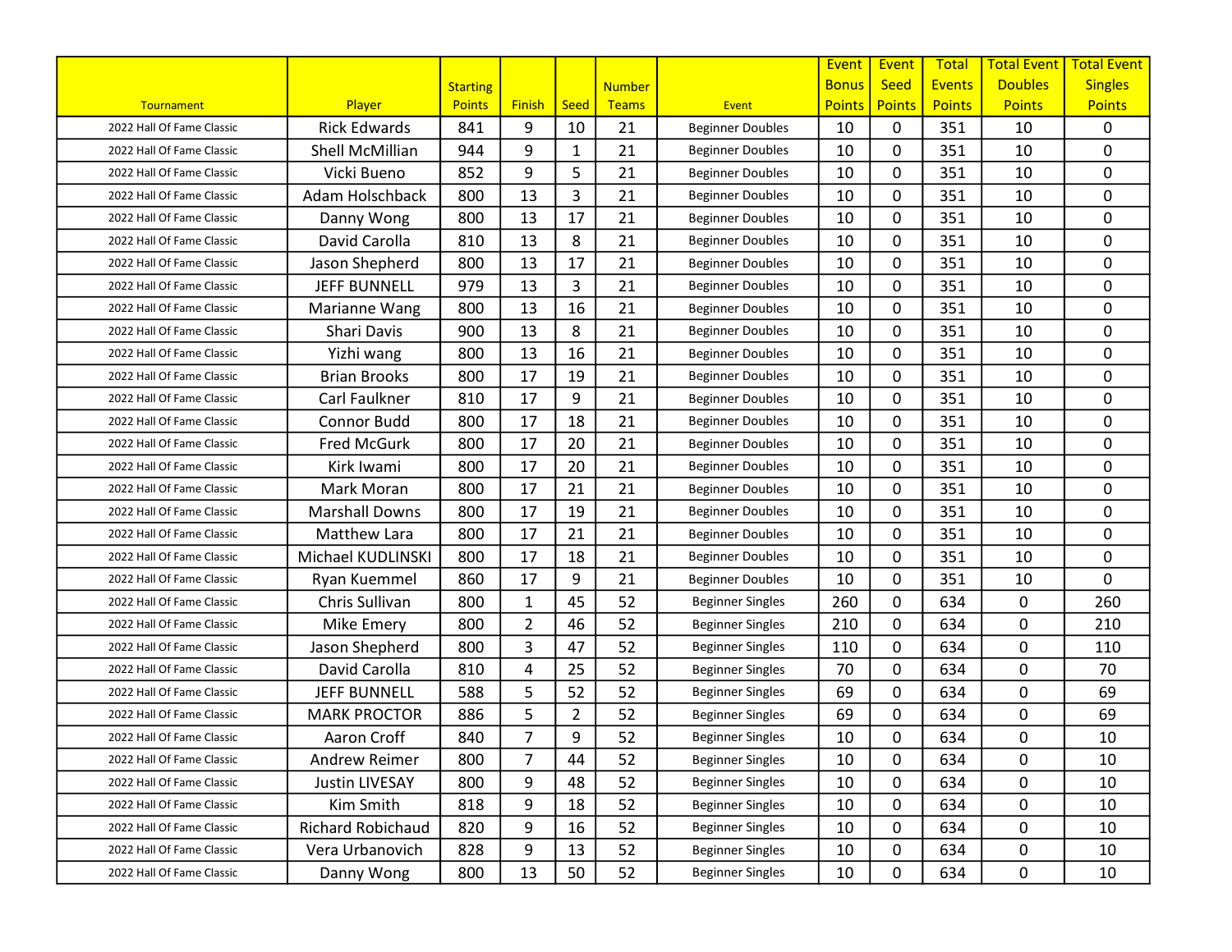| Tournament | Player | Starting Points | Finish | Seed | Number Teams | Event | Event Bonus Points | Event Seed Points | Total Events Points | Total Event Doubles Points | Total Event Singles Points |
|---|---|---|---|---|---|---|---|---|---|---|---|
| 2022 Hall Of Fame Classic | Rick Edwards | 841 | 9 | 10 | 21 | Beginner Doubles | 10 | 0 | 351 | 10 | 0 |
| 2022 Hall Of Fame Classic | Shell McMillian | 944 | 9 | 1 | 21 | Beginner Doubles | 10 | 0 | 351 | 10 | 0 |
| 2022 Hall Of Fame Classic | Vicki Bueno | 852 | 9 | 5 | 21 | Beginner Doubles | 10 | 0 | 351 | 10 | 0 |
| 2022 Hall Of Fame Classic | Adam Holschback | 800 | 13 | 3 | 21 | Beginner Doubles | 10 | 0 | 351 | 10 | 0 |
| 2022 Hall Of Fame Classic | Danny Wong | 800 | 13 | 17 | 21 | Beginner Doubles | 10 | 0 | 351 | 10 | 0 |
| 2022 Hall Of Fame Classic | David Carolla | 810 | 13 | 8 | 21 | Beginner Doubles | 10 | 0 | 351 | 10 | 0 |
| 2022 Hall Of Fame Classic | Jason Shepherd | 800 | 13 | 17 | 21 | Beginner Doubles | 10 | 0 | 351 | 10 | 0 |
| 2022 Hall Of Fame Classic | JEFF BUNNELL | 979 | 13 | 3 | 21 | Beginner Doubles | 10 | 0 | 351 | 10 | 0 |
| 2022 Hall Of Fame Classic | Marianne Wang | 800 | 13 | 16 | 21 | Beginner Doubles | 10 | 0 | 351 | 10 | 0 |
| 2022 Hall Of Fame Classic | Shari Davis | 900 | 13 | 8 | 21 | Beginner Doubles | 10 | 0 | 351 | 10 | 0 |
| 2022 Hall Of Fame Classic | Yizhi wang | 800 | 13 | 16 | 21 | Beginner Doubles | 10 | 0 | 351 | 10 | 0 |
| 2022 Hall Of Fame Classic | Brian Brooks | 800 | 17 | 19 | 21 | Beginner Doubles | 10 | 0 | 351 | 10 | 0 |
| 2022 Hall Of Fame Classic | Carl Faulkner | 810 | 17 | 9 | 21 | Beginner Doubles | 10 | 0 | 351 | 10 | 0 |
| 2022 Hall Of Fame Classic | Connor Budd | 800 | 17 | 18 | 21 | Beginner Doubles | 10 | 0 | 351 | 10 | 0 |
| 2022 Hall Of Fame Classic | Fred McGurk | 800 | 17 | 20 | 21 | Beginner Doubles | 10 | 0 | 351 | 10 | 0 |
| 2022 Hall Of Fame Classic | Kirk Iwami | 800 | 17 | 20 | 21 | Beginner Doubles | 10 | 0 | 351 | 10 | 0 |
| 2022 Hall Of Fame Classic | Mark Moran | 800 | 17 | 21 | 21 | Beginner Doubles | 10 | 0 | 351 | 10 | 0 |
| 2022 Hall Of Fame Classic | Marshall Downs | 800 | 17 | 19 | 21 | Beginner Doubles | 10 | 0 | 351 | 10 | 0 |
| 2022 Hall Of Fame Classic | Matthew Lara | 800 | 17 | 21 | 21 | Beginner Doubles | 10 | 0 | 351 | 10 | 0 |
| 2022 Hall Of Fame Classic | Michael KUDLINSKI | 800 | 17 | 18 | 21 | Beginner Doubles | 10 | 0 | 351 | 10 | 0 |
| 2022 Hall Of Fame Classic | Ryan Kuemmel | 860 | 17 | 9 | 21 | Beginner Doubles | 10 | 0 | 351 | 10 | 0 |
| 2022 Hall Of Fame Classic | Chris Sullivan | 800 | 1 | 45 | 52 | Beginner Singles | 260 | 0 | 634 | 0 | 260 |
| 2022 Hall Of Fame Classic | Mike Emery | 800 | 2 | 46 | 52 | Beginner Singles | 210 | 0 | 634 | 0 | 210 |
| 2022 Hall Of Fame Classic | Jason Shepherd | 800 | 3 | 47 | 52 | Beginner Singles | 110 | 0 | 634 | 0 | 110 |
| 2022 Hall Of Fame Classic | David Carolla | 810 | 4 | 25 | 52 | Beginner Singles | 70 | 0 | 634 | 0 | 70 |
| 2022 Hall Of Fame Classic | JEFF BUNNELL | 588 | 5 | 52 | 52 | Beginner Singles | 69 | 0 | 634 | 0 | 69 |
| 2022 Hall Of Fame Classic | MARK PROCTOR | 886 | 5 | 2 | 52 | Beginner Singles | 69 | 0 | 634 | 0 | 69 |
| 2022 Hall Of Fame Classic | Aaron Croff | 840 | 7 | 9 | 52 | Beginner Singles | 10 | 0 | 634 | 0 | 10 |
| 2022 Hall Of Fame Classic | Andrew Reimer | 800 | 7 | 44 | 52 | Beginner Singles | 10 | 0 | 634 | 0 | 10 |
| 2022 Hall Of Fame Classic | Justin LIVESAY | 800 | 9 | 48 | 52 | Beginner Singles | 10 | 0 | 634 | 0 | 10 |
| 2022 Hall Of Fame Classic | Kim Smith | 818 | 9 | 18 | 52 | Beginner Singles | 10 | 0 | 634 | 0 | 10 |
| 2022 Hall Of Fame Classic | Richard Robichaud | 820 | 9 | 16 | 52 | Beginner Singles | 10 | 0 | 634 | 0 | 10 |
| 2022 Hall Of Fame Classic | Vera Urbanovich | 828 | 9 | 13 | 52 | Beginner Singles | 10 | 0 | 634 | 0 | 10 |
| 2022 Hall Of Fame Classic | Danny Wong | 800 | 13 | 50 | 52 | Beginner Singles | 10 | 0 | 634 | 0 | 10 |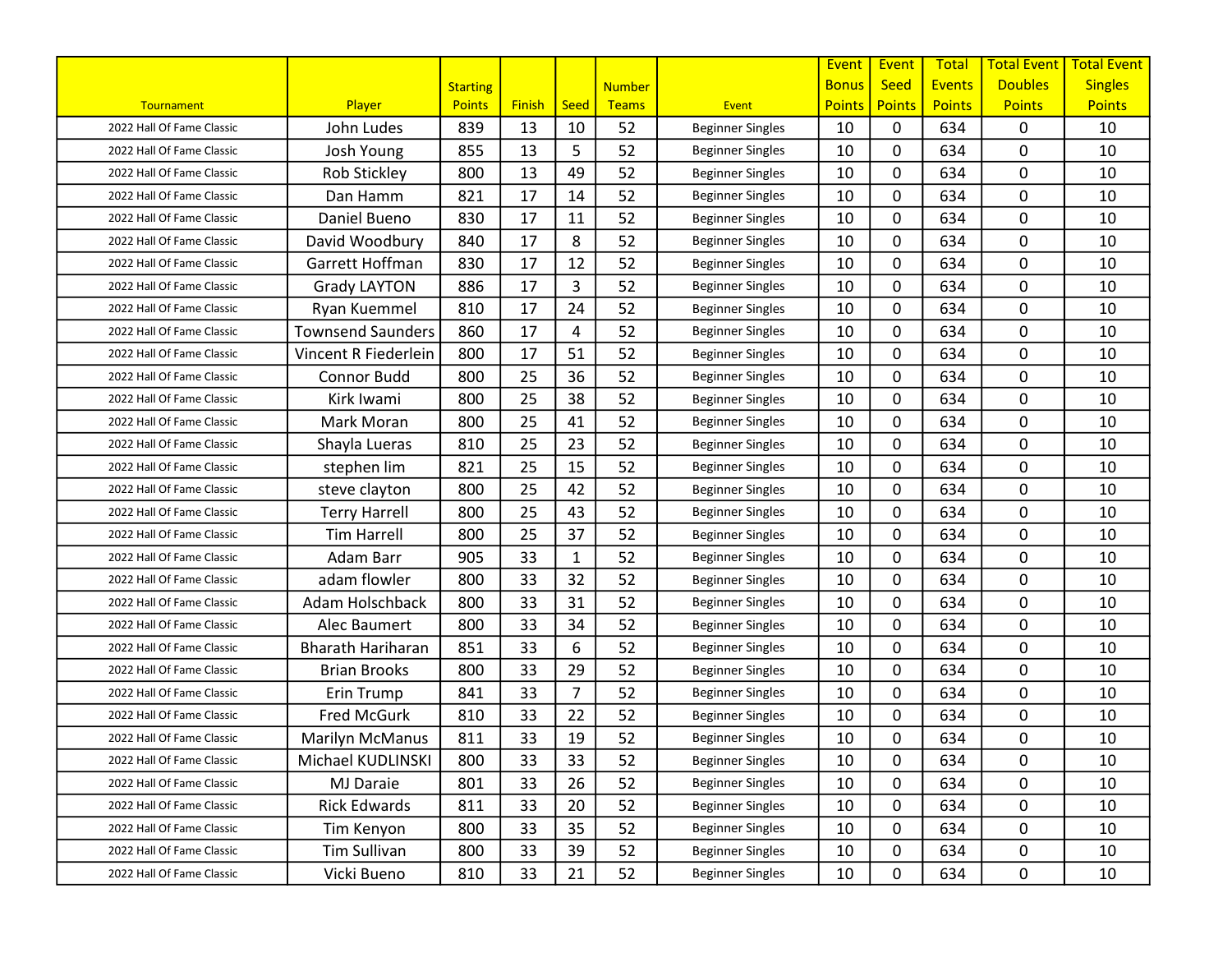| Tournament | Player | Starting Points | Finish | Seed | Number Teams | Event | Event Bonus Points | Event Seed Points | Total Events Points | Total Event Doubles Points | Total Event Singles Points |
|---|---|---|---|---|---|---|---|---|---|---|---|
| 2022 Hall Of Fame Classic | John Ludes | 839 | 13 | 10 | 52 | Beginner Singles | 10 | 0 | 634 | 0 | 10 |
| 2022 Hall Of Fame Classic | Josh Young | 855 | 13 | 5 | 52 | Beginner Singles | 10 | 0 | 634 | 0 | 10 |
| 2022 Hall Of Fame Classic | Rob Stickley | 800 | 13 | 49 | 52 | Beginner Singles | 10 | 0 | 634 | 0 | 10 |
| 2022 Hall Of Fame Classic | Dan Hamm | 821 | 17 | 14 | 52 | Beginner Singles | 10 | 0 | 634 | 0 | 10 |
| 2022 Hall Of Fame Classic | Daniel Bueno | 830 | 17 | 11 | 52 | Beginner Singles | 10 | 0 | 634 | 0 | 10 |
| 2022 Hall Of Fame Classic | David Woodbury | 840 | 17 | 8 | 52 | Beginner Singles | 10 | 0 | 634 | 0 | 10 |
| 2022 Hall Of Fame Classic | Garrett Hoffman | 830 | 17 | 12 | 52 | Beginner Singles | 10 | 0 | 634 | 0 | 10 |
| 2022 Hall Of Fame Classic | Grady LAYTON | 886 | 17 | 3 | 52 | Beginner Singles | 10 | 0 | 634 | 0 | 10 |
| 2022 Hall Of Fame Classic | Ryan Kuemmel | 810 | 17 | 24 | 52 | Beginner Singles | 10 | 0 | 634 | 0 | 10 |
| 2022 Hall Of Fame Classic | Townsend Saunders | 860 | 17 | 4 | 52 | Beginner Singles | 10 | 0 | 634 | 0 | 10 |
| 2022 Hall Of Fame Classic | Vincent R Fiederlein | 800 | 17 | 51 | 52 | Beginner Singles | 10 | 0 | 634 | 0 | 10 |
| 2022 Hall Of Fame Classic | Connor Budd | 800 | 25 | 36 | 52 | Beginner Singles | 10 | 0 | 634 | 0 | 10 |
| 2022 Hall Of Fame Classic | Kirk Iwami | 800 | 25 | 38 | 52 | Beginner Singles | 10 | 0 | 634 | 0 | 10 |
| 2022 Hall Of Fame Classic | Mark Moran | 800 | 25 | 41 | 52 | Beginner Singles | 10 | 0 | 634 | 0 | 10 |
| 2022 Hall Of Fame Classic | Shayla Lueras | 810 | 25 | 23 | 52 | Beginner Singles | 10 | 0 | 634 | 0 | 10 |
| 2022 Hall Of Fame Classic | stephen lim | 821 | 25 | 15 | 52 | Beginner Singles | 10 | 0 | 634 | 0 | 10 |
| 2022 Hall Of Fame Classic | steve clayton | 800 | 25 | 42 | 52 | Beginner Singles | 10 | 0 | 634 | 0 | 10 |
| 2022 Hall Of Fame Classic | Terry Harrell | 800 | 25 | 43 | 52 | Beginner Singles | 10 | 0 | 634 | 0 | 10 |
| 2022 Hall Of Fame Classic | Tim Harrell | 800 | 25 | 37 | 52 | Beginner Singles | 10 | 0 | 634 | 0 | 10 |
| 2022 Hall Of Fame Classic | Adam Barr | 905 | 33 | 1 | 52 | Beginner Singles | 10 | 0 | 634 | 0 | 10 |
| 2022 Hall Of Fame Classic | adam flowler | 800 | 33 | 32 | 52 | Beginner Singles | 10 | 0 | 634 | 0 | 10 |
| 2022 Hall Of Fame Classic | Adam Holschback | 800 | 33 | 31 | 52 | Beginner Singles | 10 | 0 | 634 | 0 | 10 |
| 2022 Hall Of Fame Classic | Alec Baumert | 800 | 33 | 34 | 52 | Beginner Singles | 10 | 0 | 634 | 0 | 10 |
| 2022 Hall Of Fame Classic | Bharath Hariharan | 851 | 33 | 6 | 52 | Beginner Singles | 10 | 0 | 634 | 0 | 10 |
| 2022 Hall Of Fame Classic | Brian Brooks | 800 | 33 | 29 | 52 | Beginner Singles | 10 | 0 | 634 | 0 | 10 |
| 2022 Hall Of Fame Classic | Erin Trump | 841 | 33 | 7 | 52 | Beginner Singles | 10 | 0 | 634 | 0 | 10 |
| 2022 Hall Of Fame Classic | Fred McGurk | 810 | 33 | 22 | 52 | Beginner Singles | 10 | 0 | 634 | 0 | 10 |
| 2022 Hall Of Fame Classic | Marilyn McManus | 811 | 33 | 19 | 52 | Beginner Singles | 10 | 0 | 634 | 0 | 10 |
| 2022 Hall Of Fame Classic | Michael KUDLINSKI | 800 | 33 | 33 | 52 | Beginner Singles | 10 | 0 | 634 | 0 | 10 |
| 2022 Hall Of Fame Classic | MJ Daraie | 801 | 33 | 26 | 52 | Beginner Singles | 10 | 0 | 634 | 0 | 10 |
| 2022 Hall Of Fame Classic | Rick Edwards | 811 | 33 | 20 | 52 | Beginner Singles | 10 | 0 | 634 | 0 | 10 |
| 2022 Hall Of Fame Classic | Tim Kenyon | 800 | 33 | 35 | 52 | Beginner Singles | 10 | 0 | 634 | 0 | 10 |
| 2022 Hall Of Fame Classic | Tim Sullivan | 800 | 33 | 39 | 52 | Beginner Singles | 10 | 0 | 634 | 0 | 10 |
| 2022 Hall Of Fame Classic | Vicki Bueno | 810 | 33 | 21 | 52 | Beginner Singles | 10 | 0 | 634 | 0 | 10 |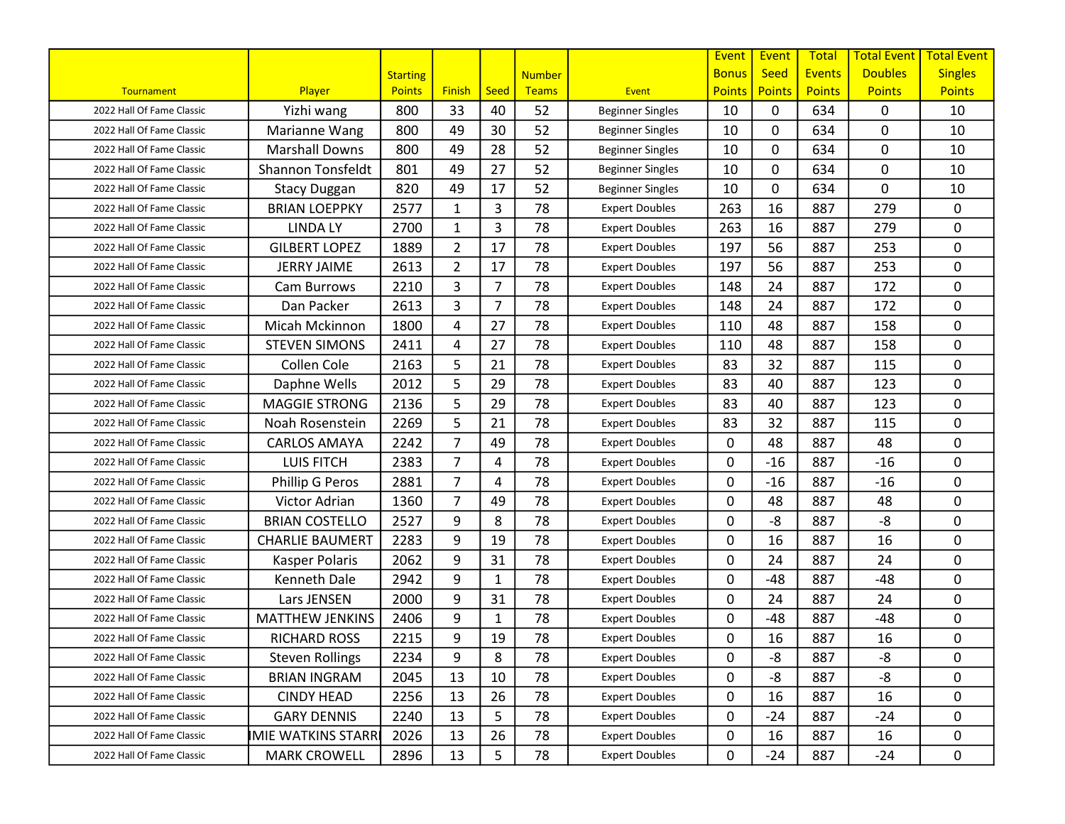| Tournament | Player | Starting Points | Finish | Seed | Number Teams | Event | Event Bonus Points | Event Seed Points | Total Events Points | Total Event Doubles Points | Total Event Singles Points |
|---|---|---|---|---|---|---|---|---|---|---|---|
| 2022 Hall Of Fame Classic | Yizhi wang | 800 | 33 | 40 | 52 | Beginner Singles | 10 | 0 | 634 | 0 | 10 |
| 2022 Hall Of Fame Classic | Marianne Wang | 800 | 49 | 30 | 52 | Beginner Singles | 10 | 0 | 634 | 0 | 10 |
| 2022 Hall Of Fame Classic | Marshall Downs | 800 | 49 | 28 | 52 | Beginner Singles | 10 | 0 | 634 | 0 | 10 |
| 2022 Hall Of Fame Classic | Shannon Tonsfeldt | 801 | 49 | 27 | 52 | Beginner Singles | 10 | 0 | 634 | 0 | 10 |
| 2022 Hall Of Fame Classic | Stacy Duggan | 820 | 49 | 17 | 52 | Beginner Singles | 10 | 0 | 634 | 0 | 10 |
| 2022 Hall Of Fame Classic | BRIAN LOEPPKY | 2577 | 1 | 3 | 78 | Expert Doubles | 263 | 16 | 887 | 279 | 0 |
| 2022 Hall Of Fame Classic | LINDA LY | 2700 | 1 | 3 | 78 | Expert Doubles | 263 | 16 | 887 | 279 | 0 |
| 2022 Hall Of Fame Classic | GILBERT LOPEZ | 1889 | 2 | 17 | 78 | Expert Doubles | 197 | 56 | 887 | 253 | 0 |
| 2022 Hall Of Fame Classic | JERRY JAIME | 2613 | 2 | 17 | 78 | Expert Doubles | 197 | 56 | 887 | 253 | 0 |
| 2022 Hall Of Fame Classic | Cam Burrows | 2210 | 3 | 7 | 78 | Expert Doubles | 148 | 24 | 887 | 172 | 0 |
| 2022 Hall Of Fame Classic | Dan Packer | 2613 | 3 | 7 | 78 | Expert Doubles | 148 | 24 | 887 | 172 | 0 |
| 2022 Hall Of Fame Classic | Micah Mckinnon | 1800 | 4 | 27 | 78 | Expert Doubles | 110 | 48 | 887 | 158 | 0 |
| 2022 Hall Of Fame Classic | STEVEN SIMONS | 2411 | 4 | 27 | 78 | Expert Doubles | 110 | 48 | 887 | 158 | 0 |
| 2022 Hall Of Fame Classic | Collen Cole | 2163 | 5 | 21 | 78 | Expert Doubles | 83 | 32 | 887 | 115 | 0 |
| 2022 Hall Of Fame Classic | Daphne Wells | 2012 | 5 | 29 | 78 | Expert Doubles | 83 | 40 | 887 | 123 | 0 |
| 2022 Hall Of Fame Classic | MAGGIE STRONG | 2136 | 5 | 29 | 78 | Expert Doubles | 83 | 40 | 887 | 123 | 0 |
| 2022 Hall Of Fame Classic | Noah Rosenstein | 2269 | 5 | 21 | 78 | Expert Doubles | 83 | 32 | 887 | 115 | 0 |
| 2022 Hall Of Fame Classic | CARLOS AMAYA | 2242 | 7 | 49 | 78 | Expert Doubles | 0 | 48 | 887 | 48 | 0 |
| 2022 Hall Of Fame Classic | LUIS FITCH | 2383 | 7 | 4 | 78 | Expert Doubles | 0 | -16 | 887 | -16 | 0 |
| 2022 Hall Of Fame Classic | Phillip G Peros | 2881 | 7 | 4 | 78 | Expert Doubles | 0 | -16 | 887 | -16 | 0 |
| 2022 Hall Of Fame Classic | Victor Adrian | 1360 | 7 | 49 | 78 | Expert Doubles | 0 | 48 | 887 | 48 | 0 |
| 2022 Hall Of Fame Classic | BRIAN COSTELLO | 2527 | 9 | 8 | 78 | Expert Doubles | 0 | -8 | 887 | -8 | 0 |
| 2022 Hall Of Fame Classic | CHARLIE BAUMERT | 2283 | 9 | 19 | 78 | Expert Doubles | 0 | 16 | 887 | 16 | 0 |
| 2022 Hall Of Fame Classic | Kasper Polaris | 2062 | 9 | 31 | 78 | Expert Doubles | 0 | 24 | 887 | 24 | 0 |
| 2022 Hall Of Fame Classic | Kenneth Dale | 2942 | 9 | 1 | 78 | Expert Doubles | 0 | -48 | 887 | -48 | 0 |
| 2022 Hall Of Fame Classic | Lars JENSEN | 2000 | 9 | 31 | 78 | Expert Doubles | 0 | 24 | 887 | 24 | 0 |
| 2022 Hall Of Fame Classic | MATTHEW JENKINS | 2406 | 9 | 1 | 78 | Expert Doubles | 0 | -48 | 887 | -48 | 0 |
| 2022 Hall Of Fame Classic | RICHARD ROSS | 2215 | 9 | 19 | 78 | Expert Doubles | 0 | 16 | 887 | 16 | 0 |
| 2022 Hall Of Fame Classic | Steven Rollings | 2234 | 9 | 8 | 78 | Expert Doubles | 0 | -8 | 887 | -8 | 0 |
| 2022 Hall Of Fame Classic | BRIAN INGRAM | 2045 | 13 | 10 | 78 | Expert Doubles | 0 | -8 | 887 | -8 | 0 |
| 2022 Hall Of Fame Classic | CINDY HEAD | 2256 | 13 | 26 | 78 | Expert Doubles | 0 | 16 | 887 | 16 | 0 |
| 2022 Hall Of Fame Classic | GARY DENNIS | 2240 | 13 | 5 | 78 | Expert Doubles | 0 | -24 | 887 | -24 | 0 |
| 2022 Hall Of Fame Classic | IMIE WATKINS STARR | 2026 | 13 | 26 | 78 | Expert Doubles | 0 | 16 | 887 | 16 | 0 |
| 2022 Hall Of Fame Classic | MARK CROWELL | 2896 | 13 | 5 | 78 | Expert Doubles | 0 | -24 | 887 | -24 | 0 |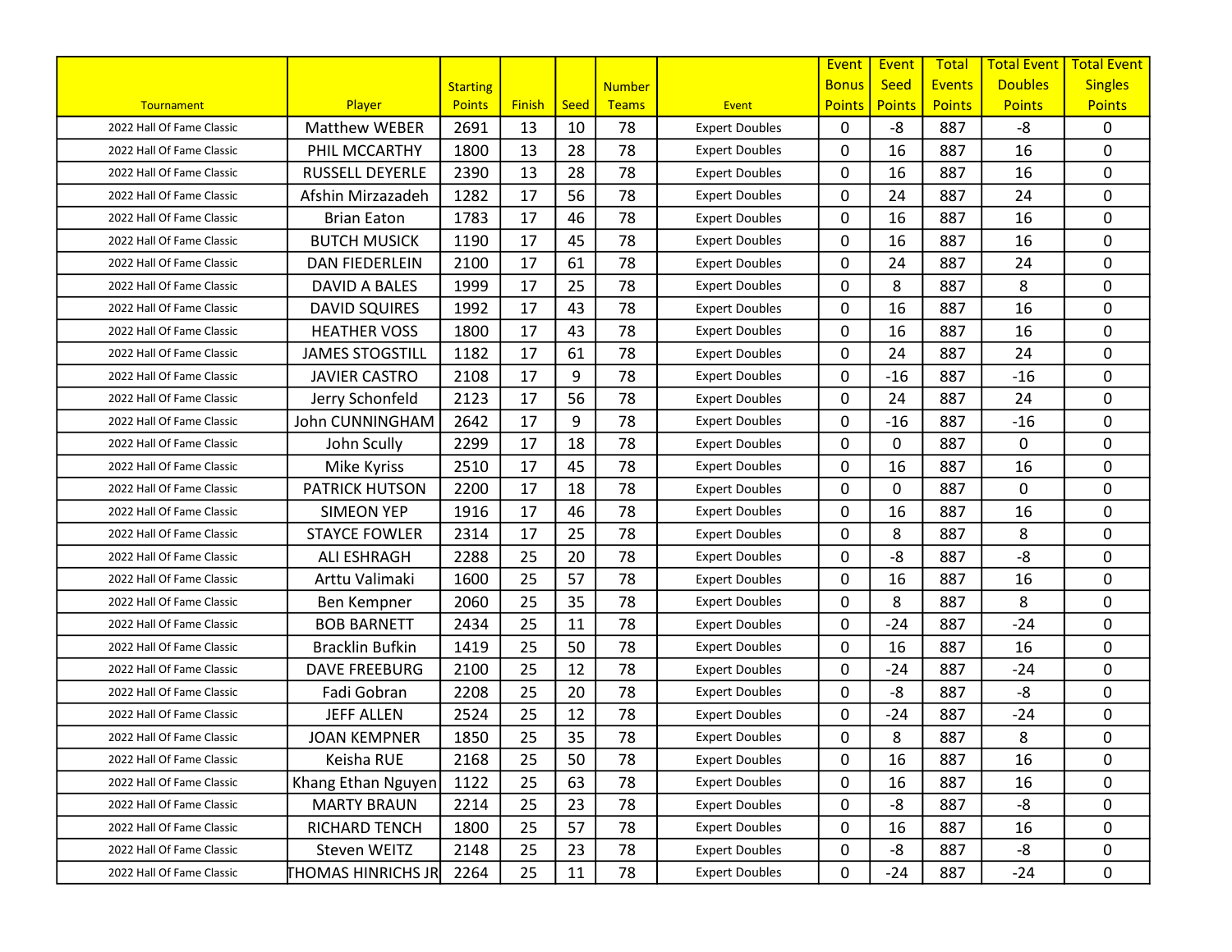| Tournament | Player | Starting Points | Finish | Seed | Number Teams | Event | Event Bonus Points | Event Seed Points | Total Events Points | Total Event Doubles Points | Total Event Singles Points |
|---|---|---|---|---|---|---|---|---|---|---|---|
| 2022 Hall Of Fame Classic | Matthew WEBER | 2691 | 13 | 10 | 78 | Expert Doubles | 0 | -8 | 887 | -8 | 0 |
| 2022 Hall Of Fame Classic | PHIL MCCARTHY | 1800 | 13 | 28 | 78 | Expert Doubles | 0 | 16 | 887 | 16 | 0 |
| 2022 Hall Of Fame Classic | RUSSELL DEYERLE | 2390 | 13 | 28 | 78 | Expert Doubles | 0 | 16 | 887 | 16 | 0 |
| 2022 Hall Of Fame Classic | Afshin Mirzazadeh | 1282 | 17 | 56 | 78 | Expert Doubles | 0 | 24 | 887 | 24 | 0 |
| 2022 Hall Of Fame Classic | Brian Eaton | 1783 | 17 | 46 | 78 | Expert Doubles | 0 | 16 | 887 | 16 | 0 |
| 2022 Hall Of Fame Classic | BUTCH MUSICK | 1190 | 17 | 45 | 78 | Expert Doubles | 0 | 16 | 887 | 16 | 0 |
| 2022 Hall Of Fame Classic | DAN FIEDERLEIN | 2100 | 17 | 61 | 78 | Expert Doubles | 0 | 24 | 887 | 24 | 0 |
| 2022 Hall Of Fame Classic | DAVID A BALES | 1999 | 17 | 25 | 78 | Expert Doubles | 0 | 8 | 887 | 8 | 0 |
| 2022 Hall Of Fame Classic | DAVID SQUIRES | 1992 | 17 | 43 | 78 | Expert Doubles | 0 | 16 | 887 | 16 | 0 |
| 2022 Hall Of Fame Classic | HEATHER VOSS | 1800 | 17 | 43 | 78 | Expert Doubles | 0 | 16 | 887 | 16 | 0 |
| 2022 Hall Of Fame Classic | JAMES STOGSTILL | 1182 | 17 | 61 | 78 | Expert Doubles | 0 | 24 | 887 | 24 | 0 |
| 2022 Hall Of Fame Classic | JAVIER CASTRO | 2108 | 17 | 9 | 78 | Expert Doubles | 0 | -16 | 887 | -16 | 0 |
| 2022 Hall Of Fame Classic | Jerry Schonfeld | 2123 | 17 | 56 | 78 | Expert Doubles | 0 | 24 | 887 | 24 | 0 |
| 2022 Hall Of Fame Classic | John CUNNINGHAM | 2642 | 17 | 9 | 78 | Expert Doubles | 0 | -16 | 887 | -16 | 0 |
| 2022 Hall Of Fame Classic | John Scully | 2299 | 17 | 18 | 78 | Expert Doubles | 0 | 0 | 887 | 0 | 0 |
| 2022 Hall Of Fame Classic | Mike Kyriss | 2510 | 17 | 45 | 78 | Expert Doubles | 0 | 16 | 887 | 16 | 0 |
| 2022 Hall Of Fame Classic | PATRICK HUTSON | 2200 | 17 | 18 | 78 | Expert Doubles | 0 | 0 | 887 | 0 | 0 |
| 2022 Hall Of Fame Classic | SIMEON YEP | 1916 | 17 | 46 | 78 | Expert Doubles | 0 | 16 | 887 | 16 | 0 |
| 2022 Hall Of Fame Classic | STAYCE FOWLER | 2314 | 17 | 25 | 78 | Expert Doubles | 0 | 8 | 887 | 8 | 0 |
| 2022 Hall Of Fame Classic | ALI ESHRAGH | 2288 | 25 | 20 | 78 | Expert Doubles | 0 | -8 | 887 | -8 | 0 |
| 2022 Hall Of Fame Classic | Arttu Valimaki | 1600 | 25 | 57 | 78 | Expert Doubles | 0 | 16 | 887 | 16 | 0 |
| 2022 Hall Of Fame Classic | Ben Kempner | 2060 | 25 | 35 | 78 | Expert Doubles | 0 | 8 | 887 | 8 | 0 |
| 2022 Hall Of Fame Classic | BOB BARNETT | 2434 | 25 | 11 | 78 | Expert Doubles | 0 | -24 | 887 | -24 | 0 |
| 2022 Hall Of Fame Classic | Bracklin Bufkin | 1419 | 25 | 50 | 78 | Expert Doubles | 0 | 16 | 887 | 16 | 0 |
| 2022 Hall Of Fame Classic | DAVE FREEBURG | 2100 | 25 | 12 | 78 | Expert Doubles | 0 | -24 | 887 | -24 | 0 |
| 2022 Hall Of Fame Classic | Fadi Gobran | 2208 | 25 | 20 | 78 | Expert Doubles | 0 | -8 | 887 | -8 | 0 |
| 2022 Hall Of Fame Classic | JEFF ALLEN | 2524 | 25 | 12 | 78 | Expert Doubles | 0 | -24 | 887 | -24 | 0 |
| 2022 Hall Of Fame Classic | JOAN KEMPNER | 1850 | 25 | 35 | 78 | Expert Doubles | 0 | 8 | 887 | 8 | 0 |
| 2022 Hall Of Fame Classic | Keisha RUE | 2168 | 25 | 50 | 78 | Expert Doubles | 0 | 16 | 887 | 16 | 0 |
| 2022 Hall Of Fame Classic | Khang Ethan Nguyen | 1122 | 25 | 63 | 78 | Expert Doubles | 0 | 16 | 887 | 16 | 0 |
| 2022 Hall Of Fame Classic | MARTY BRAUN | 2214 | 25 | 23 | 78 | Expert Doubles | 0 | -8 | 887 | -8 | 0 |
| 2022 Hall Of Fame Classic | RICHARD TENCH | 1800 | 25 | 57 | 78 | Expert Doubles | 0 | 16 | 887 | 16 | 0 |
| 2022 Hall Of Fame Classic | Steven WEITZ | 2148 | 25 | 23 | 78 | Expert Doubles | 0 | -8 | 887 | -8 | 0 |
| 2022 Hall Of Fame Classic | THOMAS HINRICHS JR | 2264 | 25 | 11 | 78 | Expert Doubles | 0 | -24 | 887 | -24 | 0 |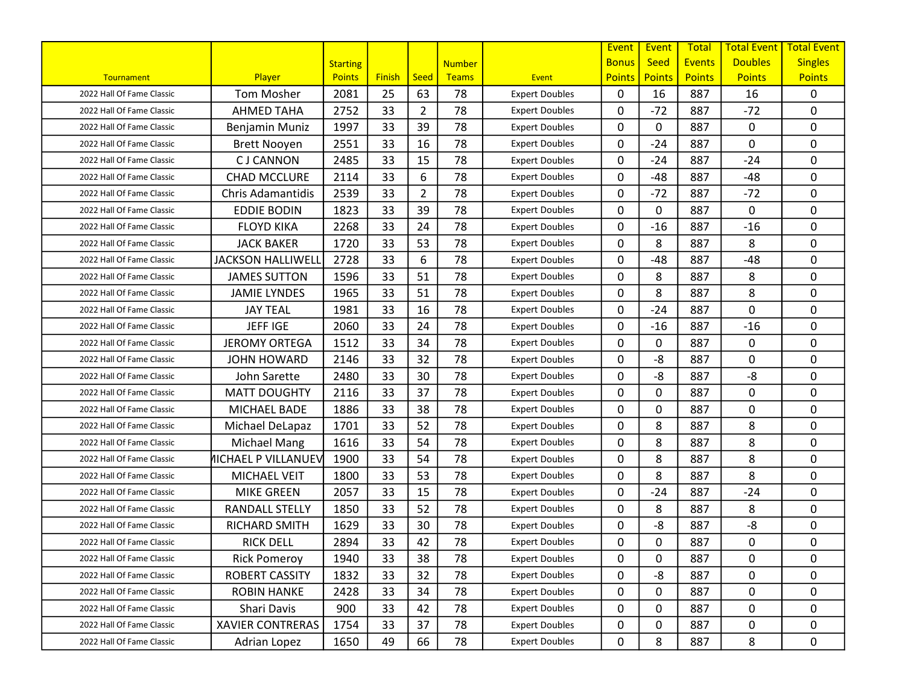| Tournament | Player | Starting Points | Finish | Seed | Number Teams | Event | Event Bonus Points | Event Seed Points | Total Events Points | Total Event Doubles Points | Total Event Singles Points |
|---|---|---|---|---|---|---|---|---|---|---|---|
| 2022 Hall Of Fame Classic | Tom Mosher | 2081 | 25 | 63 | 78 | Expert Doubles | 0 | 16 | 887 | 16 | 0 |
| 2022 Hall Of Fame Classic | AHMED TAHA | 2752 | 33 | 2 | 78 | Expert Doubles | 0 | -72 | 887 | -72 | 0 |
| 2022 Hall Of Fame Classic | Benjamin Muniz | 1997 | 33 | 39 | 78 | Expert Doubles | 0 | 0 | 887 | 0 | 0 |
| 2022 Hall Of Fame Classic | Brett Nooyen | 2551 | 33 | 16 | 78 | Expert Doubles | 0 | -24 | 887 | 0 | 0 |
| 2022 Hall Of Fame Classic | C J CANNON | 2485 | 33 | 15 | 78 | Expert Doubles | 0 | -24 | 887 | -24 | 0 |
| 2022 Hall Of Fame Classic | CHAD MCCLURE | 2114 | 33 | 6 | 78 | Expert Doubles | 0 | -48 | 887 | -48 | 0 |
| 2022 Hall Of Fame Classic | Chris Adamantidis | 2539 | 33 | 2 | 78 | Expert Doubles | 0 | -72 | 887 | -72 | 0 |
| 2022 Hall Of Fame Classic | EDDIE BODIN | 1823 | 33 | 39 | 78 | Expert Doubles | 0 | 0 | 887 | 0 | 0 |
| 2022 Hall Of Fame Classic | FLOYD KIKA | 2268 | 33 | 24 | 78 | Expert Doubles | 0 | -16 | 887 | -16 | 0 |
| 2022 Hall Of Fame Classic | JACK BAKER | 1720 | 33 | 53 | 78 | Expert Doubles | 0 | 8 | 887 | 8 | 0 |
| 2022 Hall Of Fame Classic | JACKSON HALLIWELL | 2728 | 33 | 6 | 78 | Expert Doubles | 0 | -48 | 887 | -48 | 0 |
| 2022 Hall Of Fame Classic | JAMES SUTTON | 1596 | 33 | 51 | 78 | Expert Doubles | 0 | 8 | 887 | 8 | 0 |
| 2022 Hall Of Fame Classic | JAMIE LYNDES | 1965 | 33 | 51 | 78 | Expert Doubles | 0 | 8 | 887 | 8 | 0 |
| 2022 Hall Of Fame Classic | JAY TEAL | 1981 | 33 | 16 | 78 | Expert Doubles | 0 | -24 | 887 | 0 | 0 |
| 2022 Hall Of Fame Classic | JEFF IGE | 2060 | 33 | 24 | 78 | Expert Doubles | 0 | -16 | 887 | -16 | 0 |
| 2022 Hall Of Fame Classic | JEROMY ORTEGA | 1512 | 33 | 34 | 78 | Expert Doubles | 0 | 0 | 887 | 0 | 0 |
| 2022 Hall Of Fame Classic | JOHN HOWARD | 2146 | 33 | 32 | 78 | Expert Doubles | 0 | -8 | 887 | 0 | 0 |
| 2022 Hall Of Fame Classic | John Sarette | 2480 | 33 | 30 | 78 | Expert Doubles | 0 | -8 | 887 | -8 | 0 |
| 2022 Hall Of Fame Classic | MATT DOUGHTY | 2116 | 33 | 37 | 78 | Expert Doubles | 0 | 0 | 887 | 0 | 0 |
| 2022 Hall Of Fame Classic | MICHAEL BADE | 1886 | 33 | 38 | 78 | Expert Doubles | 0 | 0 | 887 | 0 | 0 |
| 2022 Hall Of Fame Classic | Michael DeLapaz | 1701 | 33 | 52 | 78 | Expert Doubles | 0 | 8 | 887 | 8 | 0 |
| 2022 Hall Of Fame Classic | Michael Mang | 1616 | 33 | 54 | 78 | Expert Doubles | 0 | 8 | 887 | 8 | 0 |
| 2022 Hall Of Fame Classic | MICHAEL P VILLANUEV | 1900 | 33 | 54 | 78 | Expert Doubles | 0 | 8 | 887 | 8 | 0 |
| 2022 Hall Of Fame Classic | MICHAEL VEIT | 1800 | 33 | 53 | 78 | Expert Doubles | 0 | 8 | 887 | 8 | 0 |
| 2022 Hall Of Fame Classic | MIKE GREEN | 2057 | 33 | 15 | 78 | Expert Doubles | 0 | -24 | 887 | -24 | 0 |
| 2022 Hall Of Fame Classic | RANDALL STELLY | 1850 | 33 | 52 | 78 | Expert Doubles | 0 | 8 | 887 | 8 | 0 |
| 2022 Hall Of Fame Classic | RICHARD SMITH | 1629 | 33 | 30 | 78 | Expert Doubles | 0 | -8 | 887 | -8 | 0 |
| 2022 Hall Of Fame Classic | RICK DELL | 2894 | 33 | 42 | 78 | Expert Doubles | 0 | 0 | 887 | 0 | 0 |
| 2022 Hall Of Fame Classic | Rick Pomeroy | 1940 | 33 | 38 | 78 | Expert Doubles | 0 | 0 | 887 | 0 | 0 |
| 2022 Hall Of Fame Classic | ROBERT CASSITY | 1832 | 33 | 32 | 78 | Expert Doubles | 0 | -8 | 887 | 0 | 0 |
| 2022 Hall Of Fame Classic | ROBIN HANKE | 2428 | 33 | 34 | 78 | Expert Doubles | 0 | 0 | 887 | 0 | 0 |
| 2022 Hall Of Fame Classic | Shari Davis | 900 | 33 | 42 | 78 | Expert Doubles | 0 | 0 | 887 | 0 | 0 |
| 2022 Hall Of Fame Classic | XAVIER CONTRERAS | 1754 | 33 | 37 | 78 | Expert Doubles | 0 | 0 | 887 | 0 | 0 |
| 2022 Hall Of Fame Classic | Adrian Lopez | 1650 | 49 | 66 | 78 | Expert Doubles | 0 | 8 | 887 | 8 | 0 |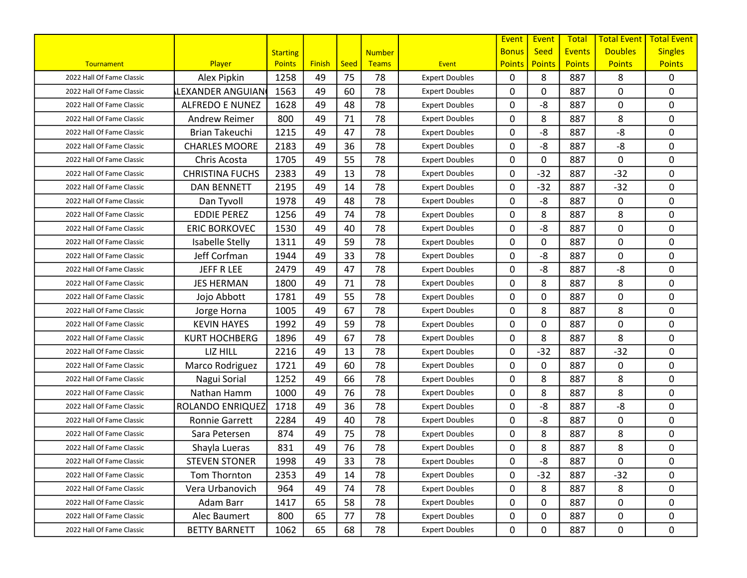| Tournament | Player | Starting Points | Finish | Seed | Number Teams | Event | Event Bonus Points | Event Seed Points | Total Events Points | Total Event Doubles Points | Total Event Singles Points |
|---|---|---|---|---|---|---|---|---|---|---|---|
| 2022 Hall Of Fame Classic | Alex Pipkin | 1258 | 49 | 75 | 78 | Expert Doubles | 0 | 8 | 887 | 8 | 0 |
| 2022 Hall Of Fame Classic | LEXANDER ANGUIAN | 1563 | 49 | 60 | 78 | Expert Doubles | 0 | 0 | 887 | 0 | 0 |
| 2022 Hall Of Fame Classic | ALFREDO E NUNEZ | 1628 | 49 | 48 | 78 | Expert Doubles | 0 | -8 | 887 | 0 | 0 |
| 2022 Hall Of Fame Classic | Andrew Reimer | 800 | 49 | 71 | 78 | Expert Doubles | 0 | 8 | 887 | 8 | 0 |
| 2022 Hall Of Fame Classic | Brian Takeuchi | 1215 | 49 | 47 | 78 | Expert Doubles | 0 | -8 | 887 | -8 | 0 |
| 2022 Hall Of Fame Classic | CHARLES MOORE | 2183 | 49 | 36 | 78 | Expert Doubles | 0 | -8 | 887 | -8 | 0 |
| 2022 Hall Of Fame Classic | Chris Acosta | 1705 | 49 | 55 | 78 | Expert Doubles | 0 | 0 | 887 | 0 | 0 |
| 2022 Hall Of Fame Classic | CHRISTINA FUCHS | 2383 | 49 | 13 | 78 | Expert Doubles | 0 | -32 | 887 | -32 | 0 |
| 2022 Hall Of Fame Classic | DAN BENNETT | 2195 | 49 | 14 | 78 | Expert Doubles | 0 | -32 | 887 | -32 | 0 |
| 2022 Hall Of Fame Classic | Dan Tyvoll | 1978 | 49 | 48 | 78 | Expert Doubles | 0 | -8 | 887 | 0 | 0 |
| 2022 Hall Of Fame Classic | EDDIE PEREZ | 1256 | 49 | 74 | 78 | Expert Doubles | 0 | 8 | 887 | 8 | 0 |
| 2022 Hall Of Fame Classic | ERIC BORKOVEC | 1530 | 49 | 40 | 78 | Expert Doubles | 0 | -8 | 887 | 0 | 0 |
| 2022 Hall Of Fame Classic | Isabelle Stelly | 1311 | 49 | 59 | 78 | Expert Doubles | 0 | 0 | 887 | 0 | 0 |
| 2022 Hall Of Fame Classic | Jeff Corfman | 1944 | 49 | 33 | 78 | Expert Doubles | 0 | -8 | 887 | 0 | 0 |
| 2022 Hall Of Fame Classic | JEFF R LEE | 2479 | 49 | 47 | 78 | Expert Doubles | 0 | -8 | 887 | -8 | 0 |
| 2022 Hall Of Fame Classic | JES HERMAN | 1800 | 49 | 71 | 78 | Expert Doubles | 0 | 8 | 887 | 8 | 0 |
| 2022 Hall Of Fame Classic | Jojo Abbott | 1781 | 49 | 55 | 78 | Expert Doubles | 0 | 0 | 887 | 0 | 0 |
| 2022 Hall Of Fame Classic | Jorge Horna | 1005 | 49 | 67 | 78 | Expert Doubles | 0 | 8 | 887 | 8 | 0 |
| 2022 Hall Of Fame Classic | KEVIN HAYES | 1992 | 49 | 59 | 78 | Expert Doubles | 0 | 0 | 887 | 0 | 0 |
| 2022 Hall Of Fame Classic | KURT HOCHBERG | 1896 | 49 | 67 | 78 | Expert Doubles | 0 | 8 | 887 | 8 | 0 |
| 2022 Hall Of Fame Classic | LIZ HILL | 2216 | 49 | 13 | 78 | Expert Doubles | 0 | -32 | 887 | -32 | 0 |
| 2022 Hall Of Fame Classic | Marco Rodriguez | 1721 | 49 | 60 | 78 | Expert Doubles | 0 | 0 | 887 | 0 | 0 |
| 2022 Hall Of Fame Classic | Nagui Sorial | 1252 | 49 | 66 | 78 | Expert Doubles | 0 | 8 | 887 | 8 | 0 |
| 2022 Hall Of Fame Classic | Nathan Hamm | 1000 | 49 | 76 | 78 | Expert Doubles | 0 | 8 | 887 | 8 | 0 |
| 2022 Hall Of Fame Classic | ROLANDO ENRIQUEZ | 1718 | 49 | 36 | 78 | Expert Doubles | 0 | -8 | 887 | -8 | 0 |
| 2022 Hall Of Fame Classic | Ronnie Garrett | 2284 | 49 | 40 | 78 | Expert Doubles | 0 | -8 | 887 | 0 | 0 |
| 2022 Hall Of Fame Classic | Sara Petersen | 874 | 49 | 75 | 78 | Expert Doubles | 0 | 8 | 887 | 8 | 0 |
| 2022 Hall Of Fame Classic | Shayla Lueras | 831 | 49 | 76 | 78 | Expert Doubles | 0 | 8 | 887 | 8 | 0 |
| 2022 Hall Of Fame Classic | STEVEN STONER | 1998 | 49 | 33 | 78 | Expert Doubles | 0 | -8 | 887 | 0 | 0 |
| 2022 Hall Of Fame Classic | Tom Thornton | 2353 | 49 | 14 | 78 | Expert Doubles | 0 | -32 | 887 | -32 | 0 |
| 2022 Hall Of Fame Classic | Vera Urbanovich | 964 | 49 | 74 | 78 | Expert Doubles | 0 | 8 | 887 | 8 | 0 |
| 2022 Hall Of Fame Classic | Adam Barr | 1417 | 65 | 58 | 78 | Expert Doubles | 0 | 0 | 887 | 0 | 0 |
| 2022 Hall Of Fame Classic | Alec Baumert | 800 | 65 | 77 | 78 | Expert Doubles | 0 | 0 | 887 | 0 | 0 |
| 2022 Hall Of Fame Classic | BETTY BARNETT | 1062 | 65 | 68 | 78 | Expert Doubles | 0 | 0 | 887 | 0 | 0 |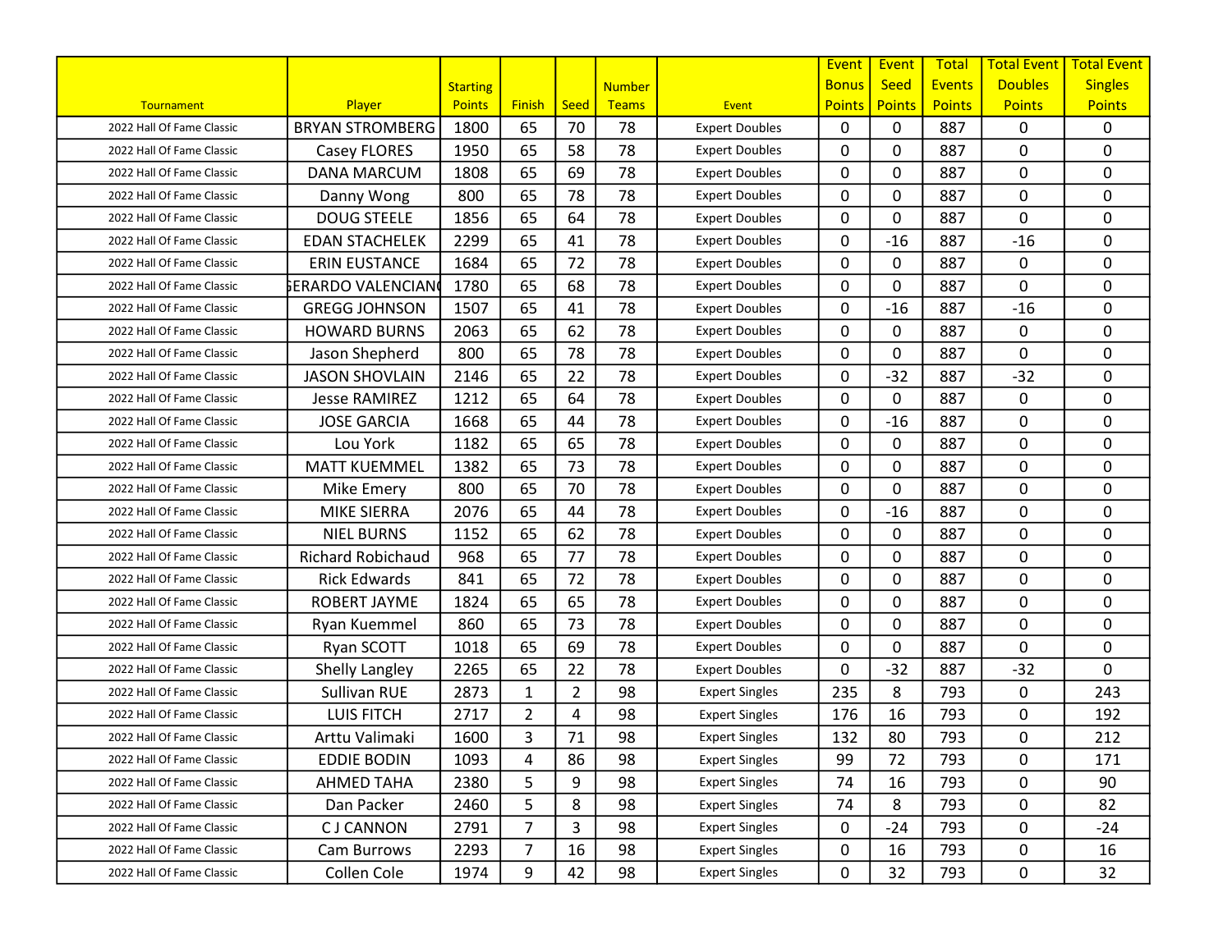| Tournament | Player | Starting Points | Finish | Seed | Number Teams | Event | Event Bonus Points | Event Seed Points | Total Events Points | Total Event Doubles Points | Total Event Singles Points |
|---|---|---|---|---|---|---|---|---|---|---|---|
| 2022 Hall Of Fame Classic | BRYAN STROMBERG | 1800 | 65 | 70 | 78 | Expert Doubles | 0 | 0 | 887 | 0 | 0 |
| 2022 Hall Of Fame Classic | Casey FLORES | 1950 | 65 | 58 | 78 | Expert Doubles | 0 | 0 | 887 | 0 | 0 |
| 2022 Hall Of Fame Classic | DANA MARCUM | 1808 | 65 | 69 | 78 | Expert Doubles | 0 | 0 | 887 | 0 | 0 |
| 2022 Hall Of Fame Classic | Danny Wong | 800 | 65 | 78 | 78 | Expert Doubles | 0 | 0 | 887 | 0 | 0 |
| 2022 Hall Of Fame Classic | DOUG STEELE | 1856 | 65 | 64 | 78 | Expert Doubles | 0 | 0 | 887 | 0 | 0 |
| 2022 Hall Of Fame Classic | EDAN STACHELEK | 2299 | 65 | 41 | 78 | Expert Doubles | 0 | -16 | 887 | -16 | 0 |
| 2022 Hall Of Fame Classic | ERIN EUSTANCE | 1684 | 65 | 72 | 78 | Expert Doubles | 0 | 0 | 887 | 0 | 0 |
| 2022 Hall Of Fame Classic | GERARDO VALENCIANO | 1780 | 65 | 68 | 78 | Expert Doubles | 0 | 0 | 887 | 0 | 0 |
| 2022 Hall Of Fame Classic | GREGG JOHNSON | 1507 | 65 | 41 | 78 | Expert Doubles | 0 | -16 | 887 | -16 | 0 |
| 2022 Hall Of Fame Classic | HOWARD BURNS | 2063 | 65 | 62 | 78 | Expert Doubles | 0 | 0 | 887 | 0 | 0 |
| 2022 Hall Of Fame Classic | Jason Shepherd | 800 | 65 | 78 | 78 | Expert Doubles | 0 | 0 | 887 | 0 | 0 |
| 2022 Hall Of Fame Classic | JASON SHOVLAIN | 2146 | 65 | 22 | 78 | Expert Doubles | 0 | -32 | 887 | -32 | 0 |
| 2022 Hall Of Fame Classic | Jesse RAMIREZ | 1212 | 65 | 64 | 78 | Expert Doubles | 0 | 0 | 887 | 0 | 0 |
| 2022 Hall Of Fame Classic | JOSE GARCIA | 1668 | 65 | 44 | 78 | Expert Doubles | 0 | -16 | 887 | 0 | 0 |
| 2022 Hall Of Fame Classic | Lou York | 1182 | 65 | 65 | 78 | Expert Doubles | 0 | 0 | 887 | 0 | 0 |
| 2022 Hall Of Fame Classic | MATT KUEMMEL | 1382 | 65 | 73 | 78 | Expert Doubles | 0 | 0 | 887 | 0 | 0 |
| 2022 Hall Of Fame Classic | Mike Emery | 800 | 65 | 70 | 78 | Expert Doubles | 0 | 0 | 887 | 0 | 0 |
| 2022 Hall Of Fame Classic | MIKE SIERRA | 2076 | 65 | 44 | 78 | Expert Doubles | 0 | -16 | 887 | 0 | 0 |
| 2022 Hall Of Fame Classic | NIEL BURNS | 1152 | 65 | 62 | 78 | Expert Doubles | 0 | 0 | 887 | 0 | 0 |
| 2022 Hall Of Fame Classic | Richard Robichaud | 968 | 65 | 77 | 78 | Expert Doubles | 0 | 0 | 887 | 0 | 0 |
| 2022 Hall Of Fame Classic | Rick Edwards | 841 | 65 | 72 | 78 | Expert Doubles | 0 | 0 | 887 | 0 | 0 |
| 2022 Hall Of Fame Classic | ROBERT JAYME | 1824 | 65 | 65 | 78 | Expert Doubles | 0 | 0 | 887 | 0 | 0 |
| 2022 Hall Of Fame Classic | Ryan Kuemmel | 860 | 65 | 73 | 78 | Expert Doubles | 0 | 0 | 887 | 0 | 0 |
| 2022 Hall Of Fame Classic | Ryan SCOTT | 1018 | 65 | 69 | 78 | Expert Doubles | 0 | 0 | 887 | 0 | 0 |
| 2022 Hall Of Fame Classic | Shelly Langley | 2265 | 65 | 22 | 78 | Expert Doubles | 0 | -32 | 887 | -32 | 0 |
| 2022 Hall Of Fame Classic | Sullivan RUE | 2873 | 1 | 2 | 98 | Expert Singles | 235 | 8 | 793 | 0 | 243 |
| 2022 Hall Of Fame Classic | LUIS FITCH | 2717 | 2 | 4 | 98 | Expert Singles | 176 | 16 | 793 | 0 | 192 |
| 2022 Hall Of Fame Classic | Arttu Valimaki | 1600 | 3 | 71 | 98 | Expert Singles | 132 | 80 | 793 | 0 | 212 |
| 2022 Hall Of Fame Classic | EDDIE BODIN | 1093 | 4 | 86 | 98 | Expert Singles | 99 | 72 | 793 | 0 | 171 |
| 2022 Hall Of Fame Classic | AHMED TAHA | 2380 | 5 | 9 | 98 | Expert Singles | 74 | 16 | 793 | 0 | 90 |
| 2022 Hall Of Fame Classic | Dan Packer | 2460 | 5 | 8 | 98 | Expert Singles | 74 | 8 | 793 | 0 | 82 |
| 2022 Hall Of Fame Classic | C J CANNON | 2791 | 7 | 3 | 98 | Expert Singles | 0 | -24 | 793 | 0 | -24 |
| 2022 Hall Of Fame Classic | Cam Burrows | 2293 | 7 | 16 | 98 | Expert Singles | 0 | 16 | 793 | 0 | 16 |
| 2022 Hall Of Fame Classic | Collen Cole | 1974 | 9 | 42 | 98 | Expert Singles | 0 | 32 | 793 | 0 | 32 |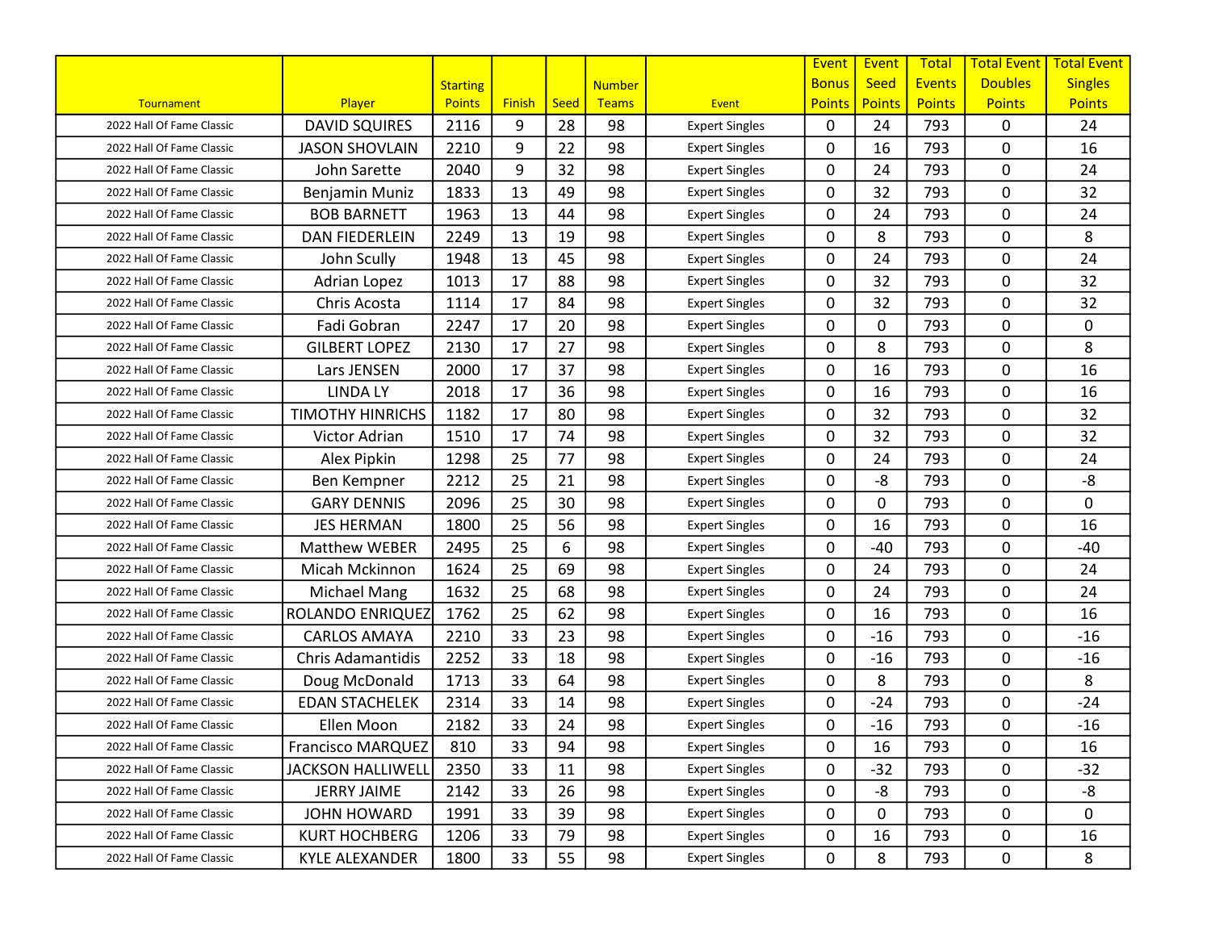| Tournament | Player | Starting Points | Finish | Seed | Number Teams | Event | Event Bonus Points | Event Seed Points | Total Events Points | Total Event Doubles Points | Total Event Singles Points |
|---|---|---|---|---|---|---|---|---|---|---|---|
| 2022 Hall Of Fame Classic | DAVID SQUIRES | 2116 | 9 | 28 | 98 | Expert Singles | 0 | 24 | 793 | 0 | 24 |
| 2022 Hall Of Fame Classic | JASON SHOVLAIN | 2210 | 9 | 22 | 98 | Expert Singles | 0 | 16 | 793 | 0 | 16 |
| 2022 Hall Of Fame Classic | John Sarette | 2040 | 9 | 32 | 98 | Expert Singles | 0 | 24 | 793 | 0 | 24 |
| 2022 Hall Of Fame Classic | Benjamin Muniz | 1833 | 13 | 49 | 98 | Expert Singles | 0 | 32 | 793 | 0 | 32 |
| 2022 Hall Of Fame Classic | BOB BARNETT | 1963 | 13 | 44 | 98 | Expert Singles | 0 | 24 | 793 | 0 | 24 |
| 2022 Hall Of Fame Classic | DAN FIEDERLEIN | 2249 | 13 | 19 | 98 | Expert Singles | 0 | 8 | 793 | 0 | 8 |
| 2022 Hall Of Fame Classic | John Scully | 1948 | 13 | 45 | 98 | Expert Singles | 0 | 24 | 793 | 0 | 24 |
| 2022 Hall Of Fame Classic | Adrian Lopez | 1013 | 17 | 88 | 98 | Expert Singles | 0 | 32 | 793 | 0 | 32 |
| 2022 Hall Of Fame Classic | Chris Acosta | 1114 | 17 | 84 | 98 | Expert Singles | 0 | 32 | 793 | 0 | 32 |
| 2022 Hall Of Fame Classic | Fadi Gobran | 2247 | 17 | 20 | 98 | Expert Singles | 0 | 0 | 793 | 0 | 0 |
| 2022 Hall Of Fame Classic | GILBERT LOPEZ | 2130 | 17 | 27 | 98 | Expert Singles | 0 | 8 | 793 | 0 | 8 |
| 2022 Hall Of Fame Classic | Lars JENSEN | 2000 | 17 | 37 | 98 | Expert Singles | 0 | 16 | 793 | 0 | 16 |
| 2022 Hall Of Fame Classic | LINDA LY | 2018 | 17 | 36 | 98 | Expert Singles | 0 | 16 | 793 | 0 | 16 |
| 2022 Hall Of Fame Classic | TIMOTHY HINRICHS | 1182 | 17 | 80 | 98 | Expert Singles | 0 | 32 | 793 | 0 | 32 |
| 2022 Hall Of Fame Classic | Victor Adrian | 1510 | 17 | 74 | 98 | Expert Singles | 0 | 32 | 793 | 0 | 32 |
| 2022 Hall Of Fame Classic | Alex Pipkin | 1298 | 25 | 77 | 98 | Expert Singles | 0 | 24 | 793 | 0 | 24 |
| 2022 Hall Of Fame Classic | Ben Kempner | 2212 | 25 | 21 | 98 | Expert Singles | 0 | -8 | 793 | 0 | -8 |
| 2022 Hall Of Fame Classic | GARY DENNIS | 2096 | 25 | 30 | 98 | Expert Singles | 0 | 0 | 793 | 0 | 0 |
| 2022 Hall Of Fame Classic | JES HERMAN | 1800 | 25 | 56 | 98 | Expert Singles | 0 | 16 | 793 | 0 | 16 |
| 2022 Hall Of Fame Classic | Matthew WEBER | 2495 | 25 | 6 | 98 | Expert Singles | 0 | -40 | 793 | 0 | -40 |
| 2022 Hall Of Fame Classic | Micah Mckinnon | 1624 | 25 | 69 | 98 | Expert Singles | 0 | 24 | 793 | 0 | 24 |
| 2022 Hall Of Fame Classic | Michael Mang | 1632 | 25 | 68 | 98 | Expert Singles | 0 | 24 | 793 | 0 | 24 |
| 2022 Hall Of Fame Classic | ROLANDO ENRIQUEZ | 1762 | 25 | 62 | 98 | Expert Singles | 0 | 16 | 793 | 0 | 16 |
| 2022 Hall Of Fame Classic | CARLOS AMAYA | 2210 | 33 | 23 | 98 | Expert Singles | 0 | -16 | 793 | 0 | -16 |
| 2022 Hall Of Fame Classic | Chris Adamantidis | 2252 | 33 | 18 | 98 | Expert Singles | 0 | -16 | 793 | 0 | -16 |
| 2022 Hall Of Fame Classic | Doug McDonald | 1713 | 33 | 64 | 98 | Expert Singles | 0 | 8 | 793 | 0 | 8 |
| 2022 Hall Of Fame Classic | EDAN STACHELEK | 2314 | 33 | 14 | 98 | Expert Singles | 0 | -24 | 793 | 0 | -24 |
| 2022 Hall Of Fame Classic | Ellen Moon | 2182 | 33 | 24 | 98 | Expert Singles | 0 | -16 | 793 | 0 | -16 |
| 2022 Hall Of Fame Classic | Francisco MARQUEZ | 810 | 33 | 94 | 98 | Expert Singles | 0 | 16 | 793 | 0 | 16 |
| 2022 Hall Of Fame Classic | JACKSON HALLIWELL | 2350 | 33 | 11 | 98 | Expert Singles | 0 | -32 | 793 | 0 | -32 |
| 2022 Hall Of Fame Classic | JERRY JAIME | 2142 | 33 | 26 | 98 | Expert Singles | 0 | -8 | 793 | 0 | -8 |
| 2022 Hall Of Fame Classic | JOHN HOWARD | 1991 | 33 | 39 | 98 | Expert Singles | 0 | 0 | 793 | 0 | 0 |
| 2022 Hall Of Fame Classic | KURT HOCHBERG | 1206 | 33 | 79 | 98 | Expert Singles | 0 | 16 | 793 | 0 | 16 |
| 2022 Hall Of Fame Classic | KYLE ALEXANDER | 1800 | 33 | 55 | 98 | Expert Singles | 0 | 8 | 793 | 0 | 8 |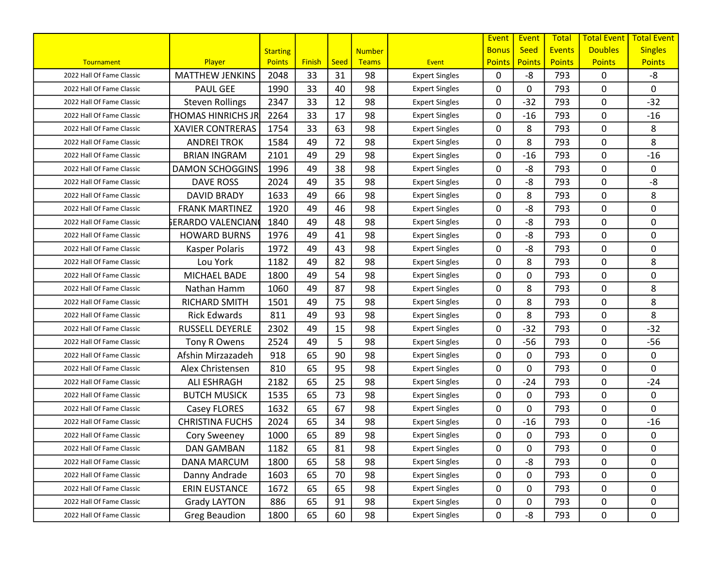| Tournament | Player | Starting Points | Finish | Seed | Number Teams | Event | Event Bonus Points | Event Seed Points | Total Events Points | Total Event Doubles Points | Total Event Singles Points |
|---|---|---|---|---|---|---|---|---|---|---|---|
| 2022 Hall Of Fame Classic | MATTHEW JENKINS | 2048 | 33 | 31 | 98 | Expert Singles | 0 | -8 | 793 | 0 | -8 |
| 2022 Hall Of Fame Classic | PAUL GEE | 1990 | 33 | 40 | 98 | Expert Singles | 0 | 0 | 793 | 0 | 0 |
| 2022 Hall Of Fame Classic | Steven Rollings | 2347 | 33 | 12 | 98 | Expert Singles | 0 | -32 | 793 | 0 | -32 |
| 2022 Hall Of Fame Classic | THOMAS HINRICHS JR | 2264 | 33 | 17 | 98 | Expert Singles | 0 | -16 | 793 | 0 | -16 |
| 2022 Hall Of Fame Classic | XAVIER CONTRERAS | 1754 | 33 | 63 | 98 | Expert Singles | 0 | 8 | 793 | 0 | 8 |
| 2022 Hall Of Fame Classic | ANDREI TROK | 1584 | 49 | 72 | 98 | Expert Singles | 0 | 8 | 793 | 0 | 8 |
| 2022 Hall Of Fame Classic | BRIAN INGRAM | 2101 | 49 | 29 | 98 | Expert Singles | 0 | -16 | 793 | 0 | -16 |
| 2022 Hall Of Fame Classic | DAMON SCHOGGINS | 1996 | 49 | 38 | 98 | Expert Singles | 0 | -8 | 793 | 0 | 0 |
| 2022 Hall Of Fame Classic | DAVE ROSS | 2024 | 49 | 35 | 98 | Expert Singles | 0 | -8 | 793 | 0 | -8 |
| 2022 Hall Of Fame Classic | DAVID BRADY | 1633 | 49 | 66 | 98 | Expert Singles | 0 | 8 | 793 | 0 | 8 |
| 2022 Hall Of Fame Classic | FRANK MARTINEZ | 1920 | 49 | 46 | 98 | Expert Singles | 0 | -8 | 793 | 0 | 0 |
| 2022 Hall Of Fame Classic | GERARDO VALENCIANO | 1840 | 49 | 48 | 98 | Expert Singles | 0 | -8 | 793 | 0 | 0 |
| 2022 Hall Of Fame Classic | HOWARD BURNS | 1976 | 49 | 41 | 98 | Expert Singles | 0 | -8 | 793 | 0 | 0 |
| 2022 Hall Of Fame Classic | Kasper Polaris | 1972 | 49 | 43 | 98 | Expert Singles | 0 | -8 | 793 | 0 | 0 |
| 2022 Hall Of Fame Classic | Lou York | 1182 | 49 | 82 | 98 | Expert Singles | 0 | 8 | 793 | 0 | 8 |
| 2022 Hall Of Fame Classic | MICHAEL BADE | 1800 | 49 | 54 | 98 | Expert Singles | 0 | 0 | 793 | 0 | 0 |
| 2022 Hall Of Fame Classic | Nathan Hamm | 1060 | 49 | 87 | 98 | Expert Singles | 0 | 8 | 793 | 0 | 8 |
| 2022 Hall Of Fame Classic | RICHARD SMITH | 1501 | 49 | 75 | 98 | Expert Singles | 0 | 8 | 793 | 0 | 8 |
| 2022 Hall Of Fame Classic | Rick Edwards | 811 | 49 | 93 | 98 | Expert Singles | 0 | 8 | 793 | 0 | 8 |
| 2022 Hall Of Fame Classic | RUSSELL DEYERLE | 2302 | 49 | 15 | 98 | Expert Singles | 0 | -32 | 793 | 0 | -32 |
| 2022 Hall Of Fame Classic | Tony R Owens | 2524 | 49 | 5 | 98 | Expert Singles | 0 | -56 | 793 | 0 | -56 |
| 2022 Hall Of Fame Classic | Afshin Mirzazadeh | 918 | 65 | 90 | 98 | Expert Singles | 0 | 0 | 793 | 0 | 0 |
| 2022 Hall Of Fame Classic | Alex Christensen | 810 | 65 | 95 | 98 | Expert Singles | 0 | 0 | 793 | 0 | 0 |
| 2022 Hall Of Fame Classic | ALI ESHRAGH | 2182 | 65 | 25 | 98 | Expert Singles | 0 | -24 | 793 | 0 | -24 |
| 2022 Hall Of Fame Classic | BUTCH MUSICK | 1535 | 65 | 73 | 98 | Expert Singles | 0 | 0 | 793 | 0 | 0 |
| 2022 Hall Of Fame Classic | Casey FLORES | 1632 | 65 | 67 | 98 | Expert Singles | 0 | 0 | 793 | 0 | 0 |
| 2022 Hall Of Fame Classic | CHRISTINA FUCHS | 2024 | 65 | 34 | 98 | Expert Singles | 0 | -16 | 793 | 0 | -16 |
| 2022 Hall Of Fame Classic | Cory Sweeney | 1000 | 65 | 89 | 98 | Expert Singles | 0 | 0 | 793 | 0 | 0 |
| 2022 Hall Of Fame Classic | DAN GAMBAN | 1182 | 65 | 81 | 98 | Expert Singles | 0 | 0 | 793 | 0 | 0 |
| 2022 Hall Of Fame Classic | DANA MARCUM | 1800 | 65 | 58 | 98 | Expert Singles | 0 | -8 | 793 | 0 | 0 |
| 2022 Hall Of Fame Classic | Danny Andrade | 1603 | 65 | 70 | 98 | Expert Singles | 0 | 0 | 793 | 0 | 0 |
| 2022 Hall Of Fame Classic | ERIN EUSTANCE | 1672 | 65 | 65 | 98 | Expert Singles | 0 | 0 | 793 | 0 | 0 |
| 2022 Hall Of Fame Classic | Grady LAYTON | 886 | 65 | 91 | 98 | Expert Singles | 0 | 0 | 793 | 0 | 0 |
| 2022 Hall Of Fame Classic | Greg Beaudion | 1800 | 65 | 60 | 98 | Expert Singles | 0 | -8 | 793 | 0 | 0 |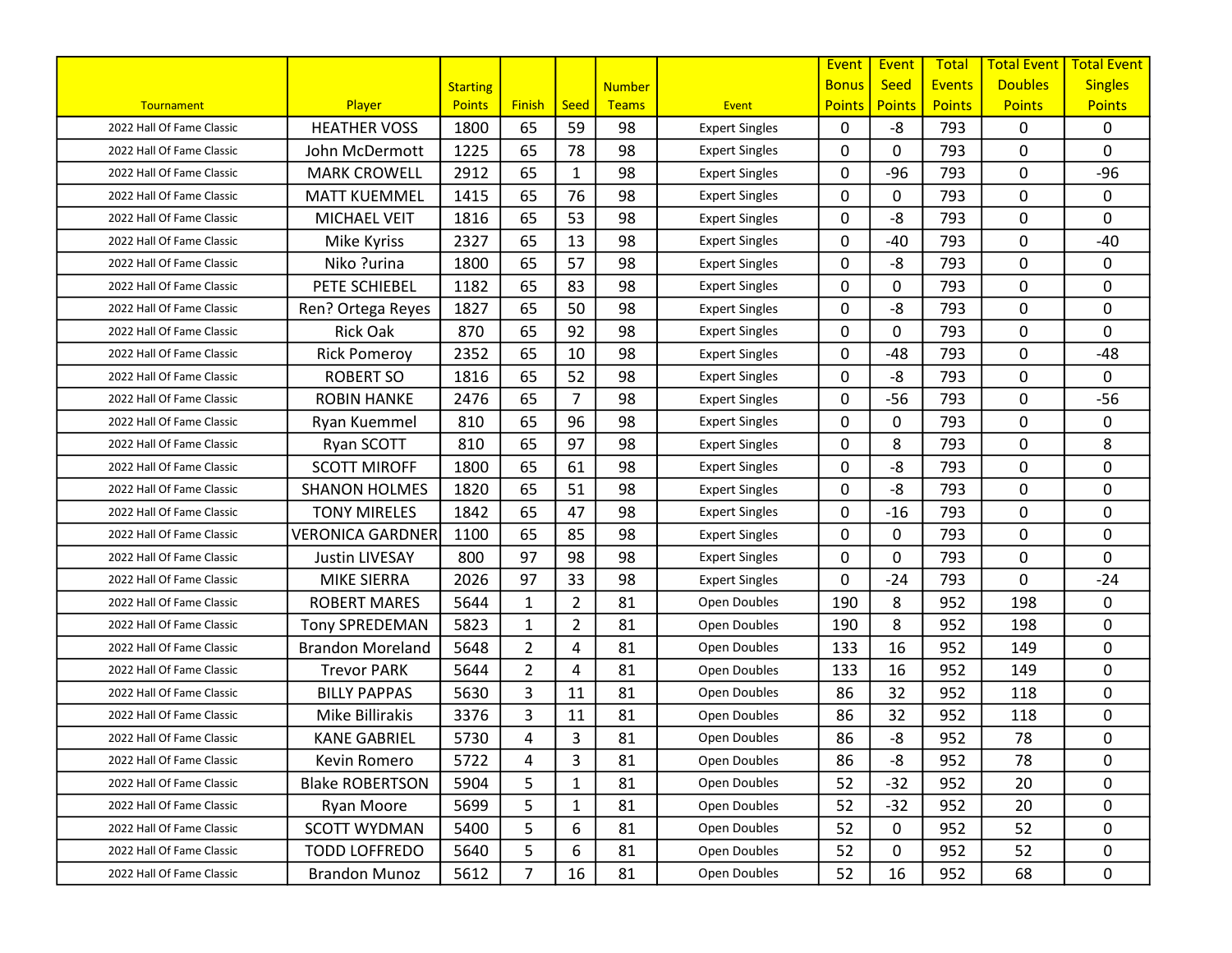| Tournament | Player | Starting Points | Finish | Seed | Number Teams | Event | Event Bonus Points | Event Seed Points | Total Events Points | Total Event Doubles Points | Total Event Singles Points |
|---|---|---|---|---|---|---|---|---|---|---|---|
| 2022 Hall Of Fame Classic | HEATHER VOSS | 1800 | 65 | 59 | 98 | Expert Singles | 0 | -8 | 793 | 0 | 0 |
| 2022 Hall Of Fame Classic | John McDermott | 1225 | 65 | 78 | 98 | Expert Singles | 0 | 0 | 793 | 0 | 0 |
| 2022 Hall Of Fame Classic | MARK CROWELL | 2912 | 65 | 1 | 98 | Expert Singles | 0 | -96 | 793 | 0 | -96 |
| 2022 Hall Of Fame Classic | MATT KUEMMEL | 1415 | 65 | 76 | 98 | Expert Singles | 0 | 0 | 793 | 0 | 0 |
| 2022 Hall Of Fame Classic | MICHAEL VEIT | 1816 | 65 | 53 | 98 | Expert Singles | 0 | -8 | 793 | 0 | 0 |
| 2022 Hall Of Fame Classic | Mike Kyriss | 2327 | 65 | 13 | 98 | Expert Singles | 0 | -40 | 793 | 0 | -40 |
| 2022 Hall Of Fame Classic | Niko ?urina | 1800 | 65 | 57 | 98 | Expert Singles | 0 | -8 | 793 | 0 | 0 |
| 2022 Hall Of Fame Classic | PETE SCHIEBEL | 1182 | 65 | 83 | 98 | Expert Singles | 0 | 0 | 793 | 0 | 0 |
| 2022 Hall Of Fame Classic | Ren? Ortega Reyes | 1827 | 65 | 50 | 98 | Expert Singles | 0 | -8 | 793 | 0 | 0 |
| 2022 Hall Of Fame Classic | Rick Oak | 870 | 65 | 92 | 98 | Expert Singles | 0 | 0 | 793 | 0 | 0 |
| 2022 Hall Of Fame Classic | Rick Pomeroy | 2352 | 65 | 10 | 98 | Expert Singles | 0 | -48 | 793 | 0 | -48 |
| 2022 Hall Of Fame Classic | ROBERT SO | 1816 | 65 | 52 | 98 | Expert Singles | 0 | -8 | 793 | 0 | 0 |
| 2022 Hall Of Fame Classic | ROBIN HANKE | 2476 | 65 | 7 | 98 | Expert Singles | 0 | -56 | 793 | 0 | -56 |
| 2022 Hall Of Fame Classic | Ryan Kuemmel | 810 | 65 | 96 | 98 | Expert Singles | 0 | 0 | 793 | 0 | 0 |
| 2022 Hall Of Fame Classic | Ryan SCOTT | 810 | 65 | 97 | 98 | Expert Singles | 0 | 8 | 793 | 0 | 8 |
| 2022 Hall Of Fame Classic | SCOTT MIROFF | 1800 | 65 | 61 | 98 | Expert Singles | 0 | -8 | 793 | 0 | 0 |
| 2022 Hall Of Fame Classic | SHANON HOLMES | 1820 | 65 | 51 | 98 | Expert Singles | 0 | -8 | 793 | 0 | 0 |
| 2022 Hall Of Fame Classic | TONY MIRELES | 1842 | 65 | 47 | 98 | Expert Singles | 0 | -16 | 793 | 0 | 0 |
| 2022 Hall Of Fame Classic | VERONICA GARDNER | 1100 | 65 | 85 | 98 | Expert Singles | 0 | 0 | 793 | 0 | 0 |
| 2022 Hall Of Fame Classic | Justin LIVESAY | 800 | 97 | 98 | 98 | Expert Singles | 0 | 0 | 793 | 0 | 0 |
| 2022 Hall Of Fame Classic | MIKE SIERRA | 2026 | 97 | 33 | 98 | Expert Singles | 0 | -24 | 793 | 0 | -24 |
| 2022 Hall Of Fame Classic | ROBERT MARES | 5644 | 1 | 2 | 81 | Open Doubles | 190 | 8 | 952 | 198 | 0 |
| 2022 Hall Of Fame Classic | Tony SPREDEMAN | 5823 | 1 | 2 | 81 | Open Doubles | 190 | 8 | 952 | 198 | 0 |
| 2022 Hall Of Fame Classic | Brandon Moreland | 5648 | 2 | 4 | 81 | Open Doubles | 133 | 16 | 952 | 149 | 0 |
| 2022 Hall Of Fame Classic | Trevor PARK | 5644 | 2 | 4 | 81 | Open Doubles | 133 | 16 | 952 | 149 | 0 |
| 2022 Hall Of Fame Classic | BILLY PAPPAS | 5630 | 3 | 11 | 81 | Open Doubles | 86 | 32 | 952 | 118 | 0 |
| 2022 Hall Of Fame Classic | Mike Billirakis | 3376 | 3 | 11 | 81 | Open Doubles | 86 | 32 | 952 | 118 | 0 |
| 2022 Hall Of Fame Classic | KANE GABRIEL | 5730 | 4 | 3 | 81 | Open Doubles | 86 | -8 | 952 | 78 | 0 |
| 2022 Hall Of Fame Classic | Kevin Romero | 5722 | 4 | 3 | 81 | Open Doubles | 86 | -8 | 952 | 78 | 0 |
| 2022 Hall Of Fame Classic | Blake ROBERTSON | 5904 | 5 | 1 | 81 | Open Doubles | 52 | -32 | 952 | 20 | 0 |
| 2022 Hall Of Fame Classic | Ryan Moore | 5699 | 5 | 1 | 81 | Open Doubles | 52 | -32 | 952 | 20 | 0 |
| 2022 Hall Of Fame Classic | SCOTT WYDMAN | 5400 | 5 | 6 | 81 | Open Doubles | 52 | 0 | 952 | 52 | 0 |
| 2022 Hall Of Fame Classic | TODD LOFFREDO | 5640 | 5 | 6 | 81 | Open Doubles | 52 | 0 | 952 | 52 | 0 |
| 2022 Hall Of Fame Classic | Brandon Munoz | 5612 | 7 | 16 | 81 | Open Doubles | 52 | 16 | 952 | 68 | 0 |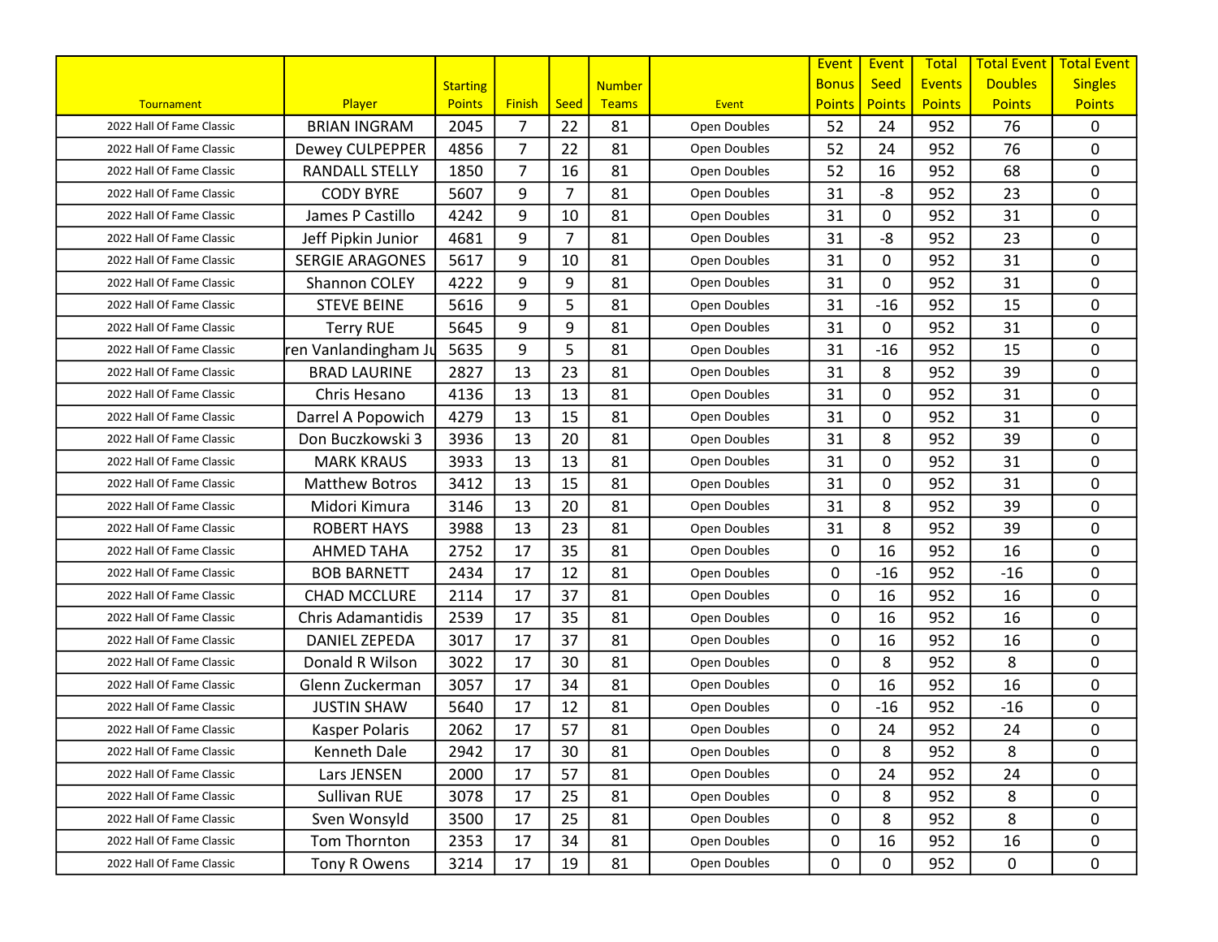| Tournament | Player | Starting Points | Finish | Seed | Number Teams | Event | Event Bonus Points | Event Seed Points | Total Events Points | Total Event Doubles Points | Total Event Singles Points |
|---|---|---|---|---|---|---|---|---|---|---|---|
| 2022 Hall Of Fame Classic | BRIAN INGRAM | 2045 | 7 | 22 | 81 | Open Doubles | 52 | 24 | 952 | 76 | 0 |
| 2022 Hall Of Fame Classic | Dewey CULPEPPER | 4856 | 7 | 22 | 81 | Open Doubles | 52 | 24 | 952 | 76 | 0 |
| 2022 Hall Of Fame Classic | RANDALL STELLY | 1850 | 7 | 16 | 81 | Open Doubles | 52 | 16 | 952 | 68 | 0 |
| 2022 Hall Of Fame Classic | CODY BYRE | 5607 | 9 | 7 | 81 | Open Doubles | 31 | -8 | 952 | 23 | 0 |
| 2022 Hall Of Fame Classic | James P Castillo | 4242 | 9 | 10 | 81 | Open Doubles | 31 | 0 | 952 | 31 | 0 |
| 2022 Hall Of Fame Classic | Jeff Pipkin Junior | 4681 | 9 | 7 | 81 | Open Doubles | 31 | -8 | 952 | 23 | 0 |
| 2022 Hall Of Fame Classic | SERGIE ARAGONES | 5617 | 9 | 10 | 81 | Open Doubles | 31 | 0 | 952 | 31 | 0 |
| 2022 Hall Of Fame Classic | Shannon COLEY | 4222 | 9 | 9 | 81 | Open Doubles | 31 | 0 | 952 | 31 | 0 |
| 2022 Hall Of Fame Classic | STEVE BEINE | 5616 | 9 | 5 | 81 | Open Doubles | 31 | -16 | 952 | 15 | 0 |
| 2022 Hall Of Fame Classic | Terry RUE | 5645 | 9 | 9 | 81 | Open Doubles | 31 | 0 | 952 | 31 | 0 |
| 2022 Hall Of Fame Classic | ren Vanlandingham Ju | 5635 | 9 | 5 | 81 | Open Doubles | 31 | -16 | 952 | 15 | 0 |
| 2022 Hall Of Fame Classic | BRAD LAURINE | 2827 | 13 | 23 | 81 | Open Doubles | 31 | 8 | 952 | 39 | 0 |
| 2022 Hall Of Fame Classic | Chris Hesano | 4136 | 13 | 13 | 81 | Open Doubles | 31 | 0 | 952 | 31 | 0 |
| 2022 Hall Of Fame Classic | Darrel A Popowich | 4279 | 13 | 15 | 81 | Open Doubles | 31 | 0 | 952 | 31 | 0 |
| 2022 Hall Of Fame Classic | Don Buczkowski 3 | 3936 | 13 | 20 | 81 | Open Doubles | 31 | 8 | 952 | 39 | 0 |
| 2022 Hall Of Fame Classic | MARK KRAUS | 3933 | 13 | 13 | 81 | Open Doubles | 31 | 0 | 952 | 31 | 0 |
| 2022 Hall Of Fame Classic | Matthew Botros | 3412 | 13 | 15 | 81 | Open Doubles | 31 | 0 | 952 | 31 | 0 |
| 2022 Hall Of Fame Classic | Midori Kimura | 3146 | 13 | 20 | 81 | Open Doubles | 31 | 8 | 952 | 39 | 0 |
| 2022 Hall Of Fame Classic | ROBERT HAYS | 3988 | 13 | 23 | 81 | Open Doubles | 31 | 8 | 952 | 39 | 0 |
| 2022 Hall Of Fame Classic | AHMED TAHA | 2752 | 17 | 35 | 81 | Open Doubles | 0 | 16 | 952 | 16 | 0 |
| 2022 Hall Of Fame Classic | BOB BARNETT | 2434 | 17 | 12 | 81 | Open Doubles | 0 | -16 | 952 | -16 | 0 |
| 2022 Hall Of Fame Classic | CHAD MCCLURE | 2114 | 17 | 37 | 81 | Open Doubles | 0 | 16 | 952 | 16 | 0 |
| 2022 Hall Of Fame Classic | Chris Adamantidis | 2539 | 17 | 35 | 81 | Open Doubles | 0 | 16 | 952 | 16 | 0 |
| 2022 Hall Of Fame Classic | DANIEL ZEPEDA | 3017 | 17 | 37 | 81 | Open Doubles | 0 | 16 | 952 | 16 | 0 |
| 2022 Hall Of Fame Classic | Donald R Wilson | 3022 | 17 | 30 | 81 | Open Doubles | 0 | 8 | 952 | 8 | 0 |
| 2022 Hall Of Fame Classic | Glenn Zuckerman | 3057 | 17 | 34 | 81 | Open Doubles | 0 | 16 | 952 | 16 | 0 |
| 2022 Hall Of Fame Classic | JUSTIN SHAW | 5640 | 17 | 12 | 81 | Open Doubles | 0 | -16 | 952 | -16 | 0 |
| 2022 Hall Of Fame Classic | Kasper Polaris | 2062 | 17 | 57 | 81 | Open Doubles | 0 | 24 | 952 | 24 | 0 |
| 2022 Hall Of Fame Classic | Kenneth Dale | 2942 | 17 | 30 | 81 | Open Doubles | 0 | 8 | 952 | 8 | 0 |
| 2022 Hall Of Fame Classic | Lars JENSEN | 2000 | 17 | 57 | 81 | Open Doubles | 0 | 24 | 952 | 24 | 0 |
| 2022 Hall Of Fame Classic | Sullivan RUE | 3078 | 17 | 25 | 81 | Open Doubles | 0 | 8 | 952 | 8 | 0 |
| 2022 Hall Of Fame Classic | Sven Wonsyld | 3500 | 17 | 25 | 81 | Open Doubles | 0 | 8 | 952 | 8 | 0 |
| 2022 Hall Of Fame Classic | Tom Thornton | 2353 | 17 | 34 | 81 | Open Doubles | 0 | 16 | 952 | 16 | 0 |
| 2022 Hall Of Fame Classic | Tony R Owens | 3214 | 17 | 19 | 81 | Open Doubles | 0 | 0 | 952 | 0 | 0 |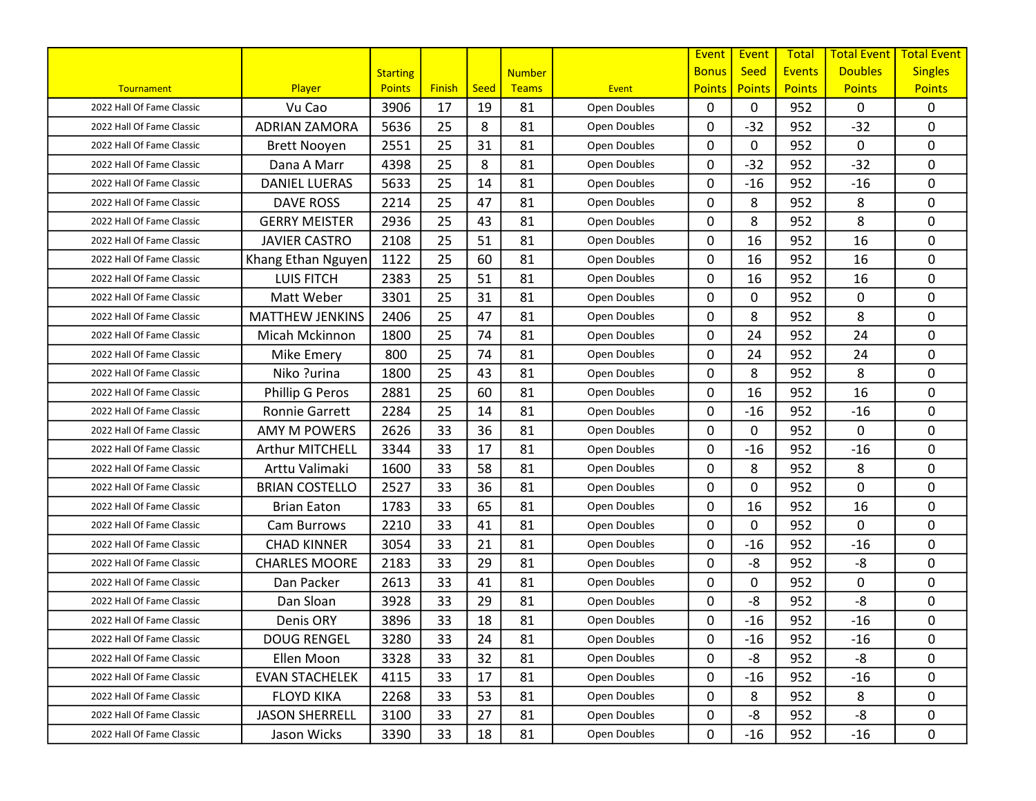| Tournament | Player | Starting Points | Finish | Seed | Number Teams | Event | Event Bonus Points | Event Seed Points | Total Events Points | Total Event Doubles Points | Total Event Singles Points |
|---|---|---|---|---|---|---|---|---|---|---|---|
| 2022 Hall Of Fame Classic | Vu Cao | 3906 | 17 | 19 | 81 | Open Doubles | 0 | 0 | 952 | 0 | 0 |
| 2022 Hall Of Fame Classic | ADRIAN ZAMORA | 5636 | 25 | 8 | 81 | Open Doubles | 0 | -32 | 952 | -32 | 0 |
| 2022 Hall Of Fame Classic | Brett Nooyen | 2551 | 25 | 31 | 81 | Open Doubles | 0 | 0 | 952 | 0 | 0 |
| 2022 Hall Of Fame Classic | Dana A Marr | 4398 | 25 | 8 | 81 | Open Doubles | 0 | -32 | 952 | -32 | 0 |
| 2022 Hall Of Fame Classic | DANIEL LUERAS | 5633 | 25 | 14 | 81 | Open Doubles | 0 | -16 | 952 | -16 | 0 |
| 2022 Hall Of Fame Classic | DAVE ROSS | 2214 | 25 | 47 | 81 | Open Doubles | 0 | 8 | 952 | 8 | 0 |
| 2022 Hall Of Fame Classic | GERRY MEISTER | 2936 | 25 | 43 | 81 | Open Doubles | 0 | 8 | 952 | 8 | 0 |
| 2022 Hall Of Fame Classic | JAVIER CASTRO | 2108 | 25 | 51 | 81 | Open Doubles | 0 | 16 | 952 | 16 | 0 |
| 2022 Hall Of Fame Classic | Khang Ethan Nguyen | 1122 | 25 | 60 | 81 | Open Doubles | 0 | 16 | 952 | 16 | 0 |
| 2022 Hall Of Fame Classic | LUIS FITCH | 2383 | 25 | 51 | 81 | Open Doubles | 0 | 16 | 952 | 16 | 0 |
| 2022 Hall Of Fame Classic | Matt Weber | 3301 | 25 | 31 | 81 | Open Doubles | 0 | 0 | 952 | 0 | 0 |
| 2022 Hall Of Fame Classic | MATTHEW JENKINS | 2406 | 25 | 47 | 81 | Open Doubles | 0 | 8 | 952 | 8 | 0 |
| 2022 Hall Of Fame Classic | Micah Mckinnon | 1800 | 25 | 74 | 81 | Open Doubles | 0 | 24 | 952 | 24 | 0 |
| 2022 Hall Of Fame Classic | Mike Emery | 800 | 25 | 74 | 81 | Open Doubles | 0 | 24 | 952 | 24 | 0 |
| 2022 Hall Of Fame Classic | Niko ?urina | 1800 | 25 | 43 | 81 | Open Doubles | 0 | 8 | 952 | 8 | 0 |
| 2022 Hall Of Fame Classic | Phillip G Peros | 2881 | 25 | 60 | 81 | Open Doubles | 0 | 16 | 952 | 16 | 0 |
| 2022 Hall Of Fame Classic | Ronnie Garrett | 2284 | 25 | 14 | 81 | Open Doubles | 0 | -16 | 952 | -16 | 0 |
| 2022 Hall Of Fame Classic | AMY M POWERS | 2626 | 33 | 36 | 81 | Open Doubles | 0 | 0 | 952 | 0 | 0 |
| 2022 Hall Of Fame Classic | Arthur MITCHELL | 3344 | 33 | 17 | 81 | Open Doubles | 0 | -16 | 952 | -16 | 0 |
| 2022 Hall Of Fame Classic | Arttu Valimaki | 1600 | 33 | 58 | 81 | Open Doubles | 0 | 8 | 952 | 8 | 0 |
| 2022 Hall Of Fame Classic | BRIAN COSTELLO | 2527 | 33 | 36 | 81 | Open Doubles | 0 | 0 | 952 | 0 | 0 |
| 2022 Hall Of Fame Classic | Brian Eaton | 1783 | 33 | 65 | 81 | Open Doubles | 0 | 16 | 952 | 16 | 0 |
| 2022 Hall Of Fame Classic | Cam Burrows | 2210 | 33 | 41 | 81 | Open Doubles | 0 | 0 | 952 | 0 | 0 |
| 2022 Hall Of Fame Classic | CHAD KINNER | 3054 | 33 | 21 | 81 | Open Doubles | 0 | -16 | 952 | -16 | 0 |
| 2022 Hall Of Fame Classic | CHARLES MOORE | 2183 | 33 | 29 | 81 | Open Doubles | 0 | -8 | 952 | -8 | 0 |
| 2022 Hall Of Fame Classic | Dan Packer | 2613 | 33 | 41 | 81 | Open Doubles | 0 | 0 | 952 | 0 | 0 |
| 2022 Hall Of Fame Classic | Dan Sloan | 3928 | 33 | 29 | 81 | Open Doubles | 0 | -8 | 952 | -8 | 0 |
| 2022 Hall Of Fame Classic | Denis ORY | 3896 | 33 | 18 | 81 | Open Doubles | 0 | -16 | 952 | -16 | 0 |
| 2022 Hall Of Fame Classic | DOUG RENGEL | 3280 | 33 | 24 | 81 | Open Doubles | 0 | -16 | 952 | -16 | 0 |
| 2022 Hall Of Fame Classic | Ellen Moon | 3328 | 33 | 32 | 81 | Open Doubles | 0 | -8 | 952 | -8 | 0 |
| 2022 Hall Of Fame Classic | EVAN STACHELEK | 4115 | 33 | 17 | 81 | Open Doubles | 0 | -16 | 952 | -16 | 0 |
| 2022 Hall Of Fame Classic | FLOYD KIKA | 2268 | 33 | 53 | 81 | Open Doubles | 0 | 8 | 952 | 8 | 0 |
| 2022 Hall Of Fame Classic | JASON SHERRELL | 3100 | 33 | 27 | 81 | Open Doubles | 0 | -8 | 952 | -8 | 0 |
| 2022 Hall Of Fame Classic | Jason Wicks | 3390 | 33 | 18 | 81 | Open Doubles | 0 | -16 | 952 | -16 | 0 |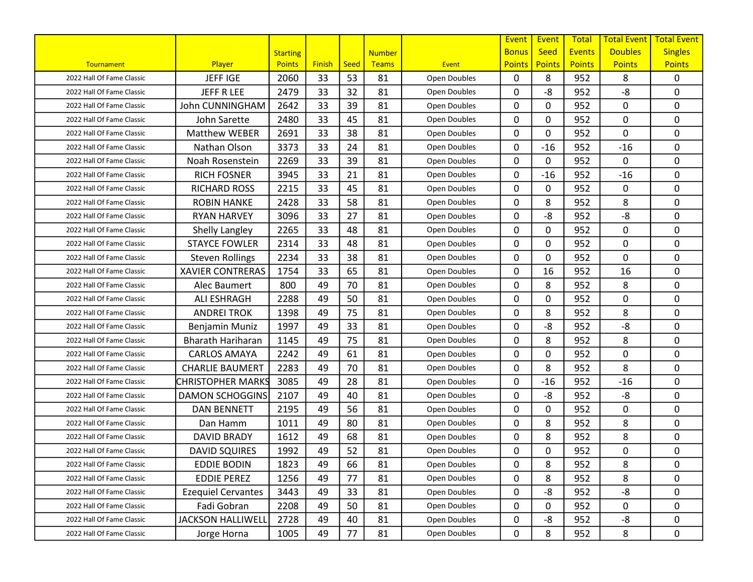| Tournament | Player | Starting Points | Finish | Seed | Number Teams | Event | Event Bonus Points | Event Seed Points | Total Events Points | Total Event Doubles Points | Total Event Singles Points |
|---|---|---|---|---|---|---|---|---|---|---|---|
| 2022 Hall Of Fame Classic | JEFF IGE | 2060 | 33 | 53 | 81 | Open Doubles | 0 | 8 | 952 | 8 | 0 |
| 2022 Hall Of Fame Classic | JEFF R LEE | 2479 | 33 | 32 | 81 | Open Doubles | 0 | -8 | 952 | -8 | 0 |
| 2022 Hall Of Fame Classic | John CUNNINGHAM | 2642 | 33 | 39 | 81 | Open Doubles | 0 | 0 | 952 | 0 | 0 |
| 2022 Hall Of Fame Classic | John Sarette | 2480 | 33 | 45 | 81 | Open Doubles | 0 | 0 | 952 | 0 | 0 |
| 2022 Hall Of Fame Classic | Matthew WEBER | 2691 | 33 | 38 | 81 | Open Doubles | 0 | 0 | 952 | 0 | 0 |
| 2022 Hall Of Fame Classic | Nathan Olson | 3373 | 33 | 24 | 81 | Open Doubles | 0 | -16 | 952 | -16 | 0 |
| 2022 Hall Of Fame Classic | Noah Rosenstein | 2269 | 33 | 39 | 81 | Open Doubles | 0 | 0 | 952 | 0 | 0 |
| 2022 Hall Of Fame Classic | RICH FOSNER | 3945 | 33 | 21 | 81 | Open Doubles | 0 | -16 | 952 | -16 | 0 |
| 2022 Hall Of Fame Classic | RICHARD ROSS | 2215 | 33 | 45 | 81 | Open Doubles | 0 | 0 | 952 | 0 | 0 |
| 2022 Hall Of Fame Classic | ROBIN HANKE | 2428 | 33 | 58 | 81 | Open Doubles | 0 | 8 | 952 | 8 | 0 |
| 2022 Hall Of Fame Classic | RYAN HARVEY | 3096 | 33 | 27 | 81 | Open Doubles | 0 | -8 | 952 | -8 | 0 |
| 2022 Hall Of Fame Classic | Shelly Langley | 2265 | 33 | 48 | 81 | Open Doubles | 0 | 0 | 952 | 0 | 0 |
| 2022 Hall Of Fame Classic | STAYCE FOWLER | 2314 | 33 | 48 | 81 | Open Doubles | 0 | 0 | 952 | 0 | 0 |
| 2022 Hall Of Fame Classic | Steven Rollings | 2234 | 33 | 38 | 81 | Open Doubles | 0 | 0 | 952 | 0 | 0 |
| 2022 Hall Of Fame Classic | XAVIER CONTRERAS | 1754 | 33 | 65 | 81 | Open Doubles | 0 | 16 | 952 | 16 | 0 |
| 2022 Hall Of Fame Classic | Alec Baumert | 800 | 49 | 70 | 81 | Open Doubles | 0 | 8 | 952 | 8 | 0 |
| 2022 Hall Of Fame Classic | ALI ESHRAGH | 2288 | 49 | 50 | 81 | Open Doubles | 0 | 0 | 952 | 0 | 0 |
| 2022 Hall Of Fame Classic | ANDREI TROK | 1398 | 49 | 75 | 81 | Open Doubles | 0 | 8 | 952 | 8 | 0 |
| 2022 Hall Of Fame Classic | Benjamin Muniz | 1997 | 49 | 33 | 81 | Open Doubles | 0 | -8 | 952 | -8 | 0 |
| 2022 Hall Of Fame Classic | Bharath Hariharan | 1145 | 49 | 75 | 81 | Open Doubles | 0 | 8 | 952 | 8 | 0 |
| 2022 Hall Of Fame Classic | CARLOS AMAYA | 2242 | 49 | 61 | 81 | Open Doubles | 0 | 0 | 952 | 0 | 0 |
| 2022 Hall Of Fame Classic | CHARLIE BAUMERT | 2283 | 49 | 70 | 81 | Open Doubles | 0 | 8 | 952 | 8 | 0 |
| 2022 Hall Of Fame Classic | CHRISTOPHER MARKS | 3085 | 49 | 28 | 81 | Open Doubles | 0 | -16 | 952 | -16 | 0 |
| 2022 Hall Of Fame Classic | DAMON SCHOGGINS | 2107 | 49 | 40 | 81 | Open Doubles | 0 | -8 | 952 | -8 | 0 |
| 2022 Hall Of Fame Classic | DAN BENNETT | 2195 | 49 | 56 | 81 | Open Doubles | 0 | 0 | 952 | 0 | 0 |
| 2022 Hall Of Fame Classic | Dan Hamm | 1011 | 49 | 80 | 81 | Open Doubles | 0 | 8 | 952 | 8 | 0 |
| 2022 Hall Of Fame Classic | DAVID BRADY | 1612 | 49 | 68 | 81 | Open Doubles | 0 | 8 | 952 | 8 | 0 |
| 2022 Hall Of Fame Classic | DAVID SQUIRES | 1992 | 49 | 52 | 81 | Open Doubles | 0 | 0 | 952 | 0 | 0 |
| 2022 Hall Of Fame Classic | EDDIE BODIN | 1823 | 49 | 66 | 81 | Open Doubles | 0 | 8 | 952 | 8 | 0 |
| 2022 Hall Of Fame Classic | EDDIE PEREZ | 1256 | 49 | 77 | 81 | Open Doubles | 0 | 8 | 952 | 8 | 0 |
| 2022 Hall Of Fame Classic | Ezequiel Cervantes | 3443 | 49 | 33 | 81 | Open Doubles | 0 | -8 | 952 | -8 | 0 |
| 2022 Hall Of Fame Classic | Fadi Gobran | 2208 | 49 | 50 | 81 | Open Doubles | 0 | 0 | 952 | 0 | 0 |
| 2022 Hall Of Fame Classic | JACKSON HALLIWELL | 2728 | 49 | 40 | 81 | Open Doubles | 0 | -8 | 952 | -8 | 0 |
| 2022 Hall Of Fame Classic | Jorge Horna | 1005 | 49 | 77 | 81 | Open Doubles | 0 | 8 | 952 | 8 | 0 |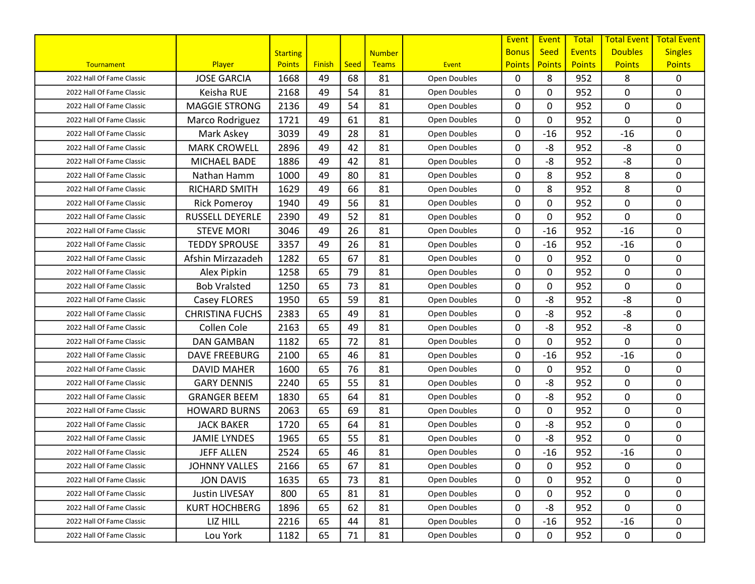| Tournament | Player | Starting Points | Finish | Seed | Number Teams | Event | Event Bonus Points | Event Seed Points | Total Events Points | Total Event Doubles Points | Total Event Singles Points |
|---|---|---|---|---|---|---|---|---|---|---|---|
| 2022 Hall Of Fame Classic | JOSE GARCIA | 1668 | 49 | 68 | 81 | Open Doubles | 0 | 8 | 952 | 8 | 0 |
| 2022 Hall Of Fame Classic | Keisha RUE | 2168 | 49 | 54 | 81 | Open Doubles | 0 | 0 | 952 | 0 | 0 |
| 2022 Hall Of Fame Classic | MAGGIE STRONG | 2136 | 49 | 54 | 81 | Open Doubles | 0 | 0 | 952 | 0 | 0 |
| 2022 Hall Of Fame Classic | Marco Rodriguez | 1721 | 49 | 61 | 81 | Open Doubles | 0 | 0 | 952 | 0 | 0 |
| 2022 Hall Of Fame Classic | Mark Askey | 3039 | 49 | 28 | 81 | Open Doubles | 0 | -16 | 952 | -16 | 0 |
| 2022 Hall Of Fame Classic | MARK CROWELL | 2896 | 49 | 42 | 81 | Open Doubles | 0 | -8 | 952 | -8 | 0 |
| 2022 Hall Of Fame Classic | MICHAEL BADE | 1886 | 49 | 42 | 81 | Open Doubles | 0 | -8 | 952 | -8 | 0 |
| 2022 Hall Of Fame Classic | Nathan Hamm | 1000 | 49 | 80 | 81 | Open Doubles | 0 | 8 | 952 | 8 | 0 |
| 2022 Hall Of Fame Classic | RICHARD SMITH | 1629 | 49 | 66 | 81 | Open Doubles | 0 | 8 | 952 | 8 | 0 |
| 2022 Hall Of Fame Classic | Rick Pomeroy | 1940 | 49 | 56 | 81 | Open Doubles | 0 | 0 | 952 | 0 | 0 |
| 2022 Hall Of Fame Classic | RUSSELL DEYERLE | 2390 | 49 | 52 | 81 | Open Doubles | 0 | 0 | 952 | 0 | 0 |
| 2022 Hall Of Fame Classic | STEVE MORI | 3046 | 49 | 26 | 81 | Open Doubles | 0 | -16 | 952 | -16 | 0 |
| 2022 Hall Of Fame Classic | TEDDY SPROUSE | 3357 | 49 | 26 | 81 | Open Doubles | 0 | -16 | 952 | -16 | 0 |
| 2022 Hall Of Fame Classic | Afshin Mirzazadeh | 1282 | 65 | 67 | 81 | Open Doubles | 0 | 0 | 952 | 0 | 0 |
| 2022 Hall Of Fame Classic | Alex Pipkin | 1258 | 65 | 79 | 81 | Open Doubles | 0 | 0 | 952 | 0 | 0 |
| 2022 Hall Of Fame Classic | Bob Vralsted | 1250 | 65 | 73 | 81 | Open Doubles | 0 | 0 | 952 | 0 | 0 |
| 2022 Hall Of Fame Classic | Casey FLORES | 1950 | 65 | 59 | 81 | Open Doubles | 0 | -8 | 952 | -8 | 0 |
| 2022 Hall Of Fame Classic | CHRISTINA FUCHS | 2383 | 65 | 49 | 81 | Open Doubles | 0 | -8 | 952 | -8 | 0 |
| 2022 Hall Of Fame Classic | Collen Cole | 2163 | 65 | 49 | 81 | Open Doubles | 0 | -8 | 952 | -8 | 0 |
| 2022 Hall Of Fame Classic | DAN GAMBAN | 1182 | 65 | 72 | 81 | Open Doubles | 0 | 0 | 952 | 0 | 0 |
| 2022 Hall Of Fame Classic | DAVE FREEBURG | 2100 | 65 | 46 | 81 | Open Doubles | 0 | -16 | 952 | -16 | 0 |
| 2022 Hall Of Fame Classic | DAVID MAHER | 1600 | 65 | 76 | 81 | Open Doubles | 0 | 0 | 952 | 0 | 0 |
| 2022 Hall Of Fame Classic | GARY DENNIS | 2240 | 65 | 55 | 81 | Open Doubles | 0 | -8 | 952 | 0 | 0 |
| 2022 Hall Of Fame Classic | GRANGER BEEM | 1830 | 65 | 64 | 81 | Open Doubles | 0 | -8 | 952 | 0 | 0 |
| 2022 Hall Of Fame Classic | HOWARD BURNS | 2063 | 65 | 69 | 81 | Open Doubles | 0 | 0 | 952 | 0 | 0 |
| 2022 Hall Of Fame Classic | JACK BAKER | 1720 | 65 | 64 | 81 | Open Doubles | 0 | -8 | 952 | 0 | 0 |
| 2022 Hall Of Fame Classic | JAMIE LYNDES | 1965 | 65 | 55 | 81 | Open Doubles | 0 | -8 | 952 | 0 | 0 |
| 2022 Hall Of Fame Classic | JEFF ALLEN | 2524 | 65 | 46 | 81 | Open Doubles | 0 | -16 | 952 | -16 | 0 |
| 2022 Hall Of Fame Classic | JOHNNY VALLES | 2166 | 65 | 67 | 81 | Open Doubles | 0 | 0 | 952 | 0 | 0 |
| 2022 Hall Of Fame Classic | JON DAVIS | 1635 | 65 | 73 | 81 | Open Doubles | 0 | 0 | 952 | 0 | 0 |
| 2022 Hall Of Fame Classic | Justin LIVESAY | 800 | 65 | 81 | 81 | Open Doubles | 0 | 0 | 952 | 0 | 0 |
| 2022 Hall Of Fame Classic | KURT HOCHBERG | 1896 | 65 | 62 | 81 | Open Doubles | 0 | -8 | 952 | 0 | 0 |
| 2022 Hall Of Fame Classic | LIZ HILL | 2216 | 65 | 44 | 81 | Open Doubles | 0 | -16 | 952 | -16 | 0 |
| 2022 Hall Of Fame Classic | Lou York | 1182 | 65 | 71 | 81 | Open Doubles | 0 | 0 | 952 | 0 | 0 |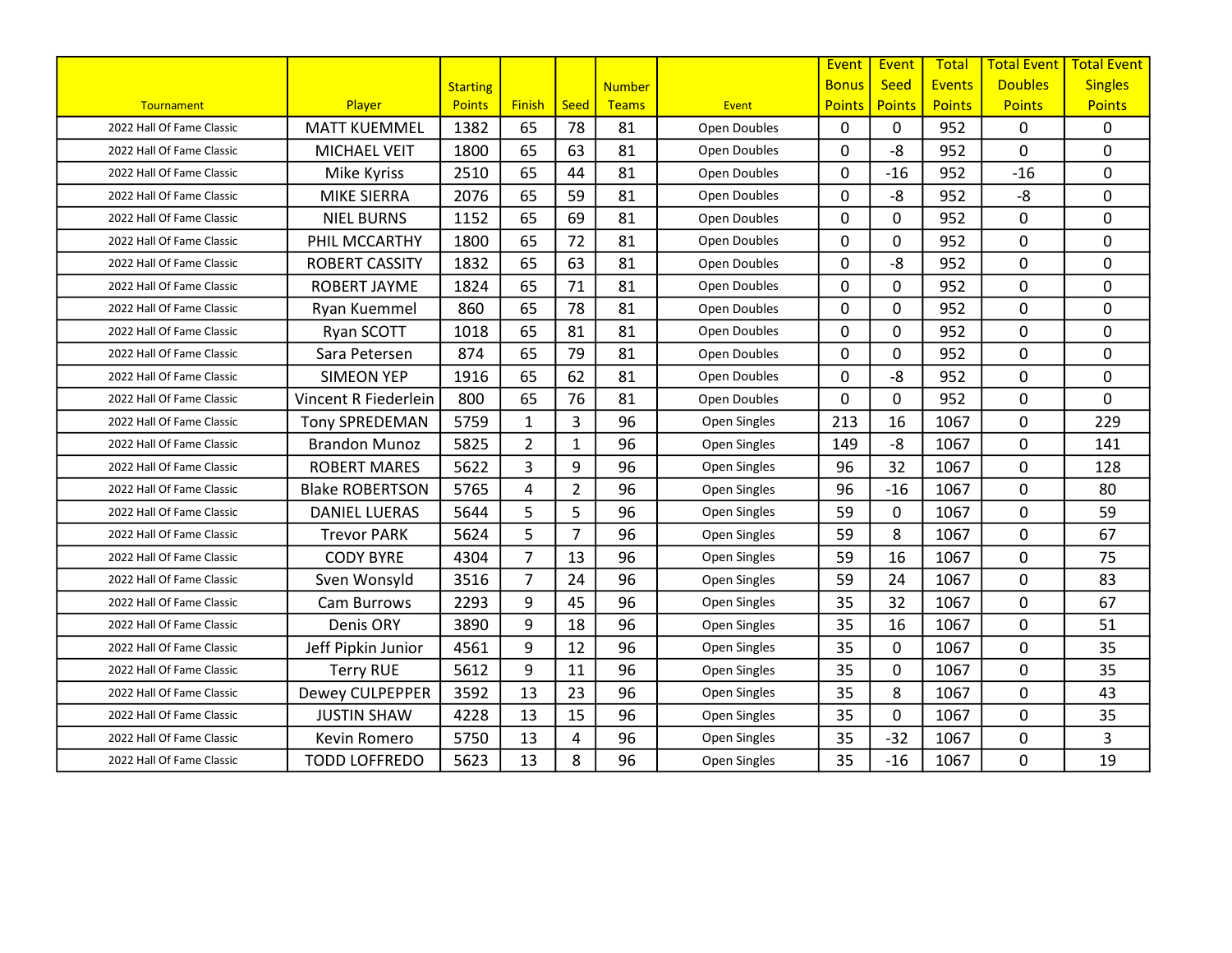| Tournament | Player | Starting Points | Finish | Seed | Number Teams | Event | Event Bonus Points | Event Seed Points | Total Events Points | Total Event Doubles Points | Total Event Singles Points |
|---|---|---|---|---|---|---|---|---|---|---|---|
| 2022 Hall Of Fame Classic | MATT KUEMMEL | 1382 | 65 | 78 | 81 | Open Doubles | 0 | 0 | 952 | 0 | 0 |
| 2022 Hall Of Fame Classic | MICHAEL VEIT | 1800 | 65 | 63 | 81 | Open Doubles | 0 | -8 | 952 | 0 | 0 |
| 2022 Hall Of Fame Classic | Mike Kyriss | 2510 | 65 | 44 | 81 | Open Doubles | 0 | -16 | 952 | -16 | 0 |
| 2022 Hall Of Fame Classic | MIKE SIERRA | 2076 | 65 | 59 | 81 | Open Doubles | 0 | -8 | 952 | -8 | 0 |
| 2022 Hall Of Fame Classic | NIEL BURNS | 1152 | 65 | 69 | 81 | Open Doubles | 0 | 0 | 952 | 0 | 0 |
| 2022 Hall Of Fame Classic | PHIL MCCARTHY | 1800 | 65 | 72 | 81 | Open Doubles | 0 | 0 | 952 | 0 | 0 |
| 2022 Hall Of Fame Classic | ROBERT CASSITY | 1832 | 65 | 63 | 81 | Open Doubles | 0 | -8 | 952 | 0 | 0 |
| 2022 Hall Of Fame Classic | ROBERT JAYME | 1824 | 65 | 71 | 81 | Open Doubles | 0 | 0 | 952 | 0 | 0 |
| 2022 Hall Of Fame Classic | Ryan Kuemmel | 860 | 65 | 78 | 81 | Open Doubles | 0 | 0 | 952 | 0 | 0 |
| 2022 Hall Of Fame Classic | Ryan SCOTT | 1018 | 65 | 81 | 81 | Open Doubles | 0 | 0 | 952 | 0 | 0 |
| 2022 Hall Of Fame Classic | Sara Petersen | 874 | 65 | 79 | 81 | Open Doubles | 0 | 0 | 952 | 0 | 0 |
| 2022 Hall Of Fame Classic | SIMEON YEP | 1916 | 65 | 62 | 81 | Open Doubles | 0 | -8 | 952 | 0 | 0 |
| 2022 Hall Of Fame Classic | Vincent R Fiederlein | 800 | 65 | 76 | 81 | Open Doubles | 0 | 0 | 952 | 0 | 0 |
| 2022 Hall Of Fame Classic | Tony SPREDEMAN | 5759 | 1 | 3 | 96 | Open Singles | 213 | 16 | 1067 | 0 | 229 |
| 2022 Hall Of Fame Classic | Brandon Munoz | 5825 | 2 | 1 | 96 | Open Singles | 149 | -8 | 1067 | 0 | 141 |
| 2022 Hall Of Fame Classic | ROBERT MARES | 5622 | 3 | 9 | 96 | Open Singles | 96 | 32 | 1067 | 0 | 128 |
| 2022 Hall Of Fame Classic | Blake ROBERTSON | 5765 | 4 | 2 | 96 | Open Singles | 96 | -16 | 1067 | 0 | 80 |
| 2022 Hall Of Fame Classic | DANIEL LUERAS | 5644 | 5 | 5 | 96 | Open Singles | 59 | 0 | 1067 | 0 | 59 |
| 2022 Hall Of Fame Classic | Trevor PARK | 5624 | 5 | 7 | 96 | Open Singles | 59 | 8 | 1067 | 0 | 67 |
| 2022 Hall Of Fame Classic | CODY BYRE | 4304 | 7 | 13 | 96 | Open Singles | 59 | 16 | 1067 | 0 | 75 |
| 2022 Hall Of Fame Classic | Sven Wonsyld | 3516 | 7 | 24 | 96 | Open Singles | 59 | 24 | 1067 | 0 | 83 |
| 2022 Hall Of Fame Classic | Cam Burrows | 2293 | 9 | 45 | 96 | Open Singles | 35 | 32 | 1067 | 0 | 67 |
| 2022 Hall Of Fame Classic | Denis ORY | 3890 | 9 | 18 | 96 | Open Singles | 35 | 16 | 1067 | 0 | 51 |
| 2022 Hall Of Fame Classic | Jeff Pipkin Junior | 4561 | 9 | 12 | 96 | Open Singles | 35 | 0 | 1067 | 0 | 35 |
| 2022 Hall Of Fame Classic | Terry RUE | 5612 | 9 | 11 | 96 | Open Singles | 35 | 0 | 1067 | 0 | 35 |
| 2022 Hall Of Fame Classic | Dewey CULPEPPER | 3592 | 13 | 23 | 96 | Open Singles | 35 | 8 | 1067 | 0 | 43 |
| 2022 Hall Of Fame Classic | JUSTIN SHAW | 4228 | 13 | 15 | 96 | Open Singles | 35 | 0 | 1067 | 0 | 35 |
| 2022 Hall Of Fame Classic | Kevin Romero | 5750 | 13 | 4 | 96 | Open Singles | 35 | -32 | 1067 | 0 | 3 |
| 2022 Hall Of Fame Classic | TODD LOFFREDO | 5623 | 13 | 8 | 96 | Open Singles | 35 | -16 | 1067 | 0 | 19 |